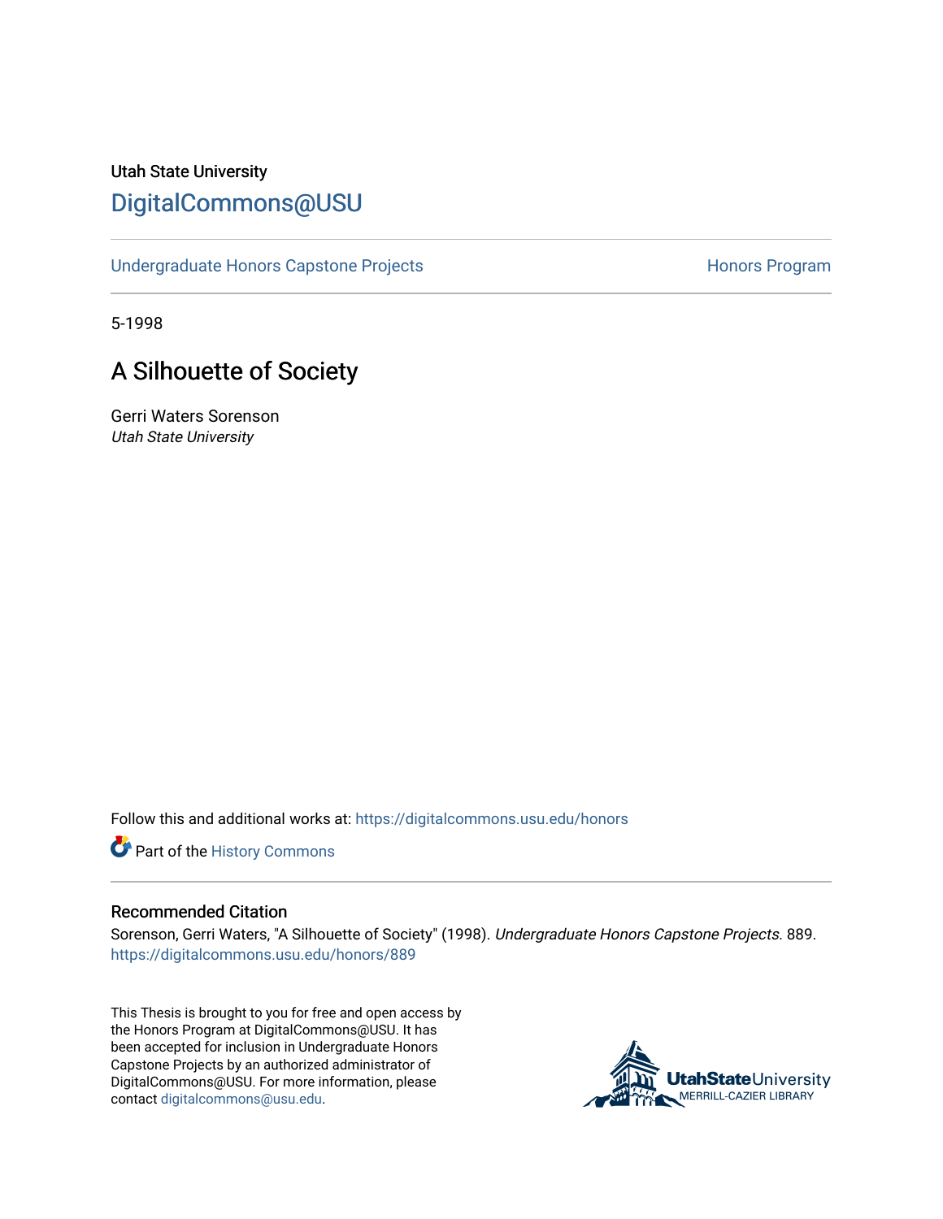Utah State University

# DigitalCommons@USU

Undergraduate Honors Capstone Projects | Honors Program

5-1998

## A Silhouette of Society

Gerri Waters Sorenson

*Utah State University*

Follow this and additional works at: https://digitalcommons.usu.edu/honors

Part of the History Commons

### Recommended Citation

Sorenson, Gerri Waters, "A Silhouette of Society" (1998). *Undergraduate Honors Capstone Projects*. 889.
https://digitalcommons.usu.edu/honors/889

This Thesis is brought to you for free and open access by the Honors Program at DigitalCommons@USU. It has been accepted for inclusion in Undergraduate Honors Capstone Projects by an authorized administrator of DigitalCommons@USU. For more information, please contact digitalcommons@usu.edu.

UtahStateUniversity
MERRILL-CAZIER LIBRARY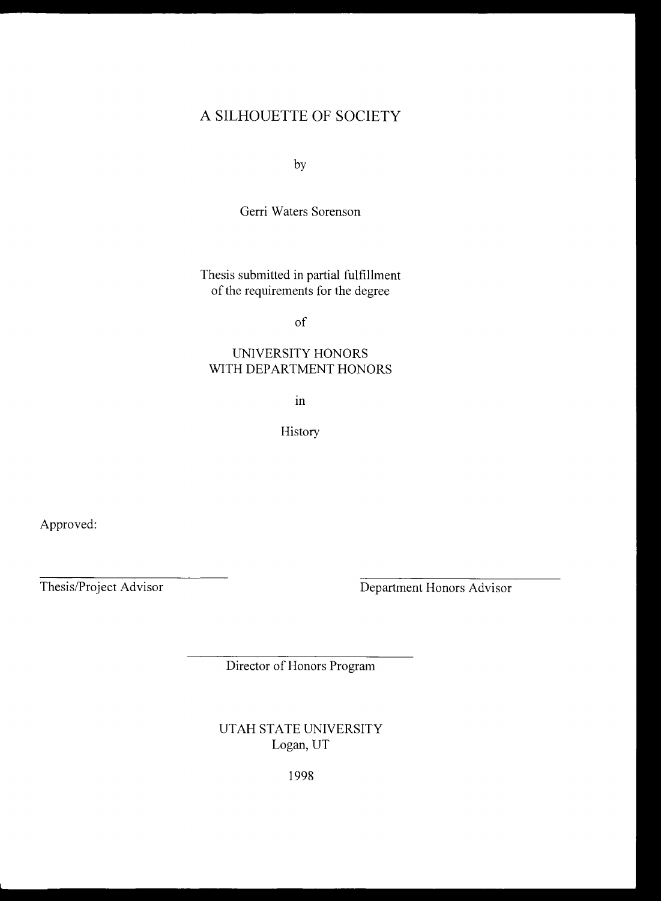# A SILHOUETTE OF SOCIETY

by

Gerri Waters Sorenson

Thesis submitted in partial fulfillment
of the requirements for the degree

of

UNIVERSITY HONORS
WITH DEPARTMENT HONORS

in

History

Approved:

______________________________
Thesis/Project Advisor

______________________________
Department Honors Advisor

______________________________
Director of Honors Program

UTAH STATE UNIVERSITY
Logan, UT

1998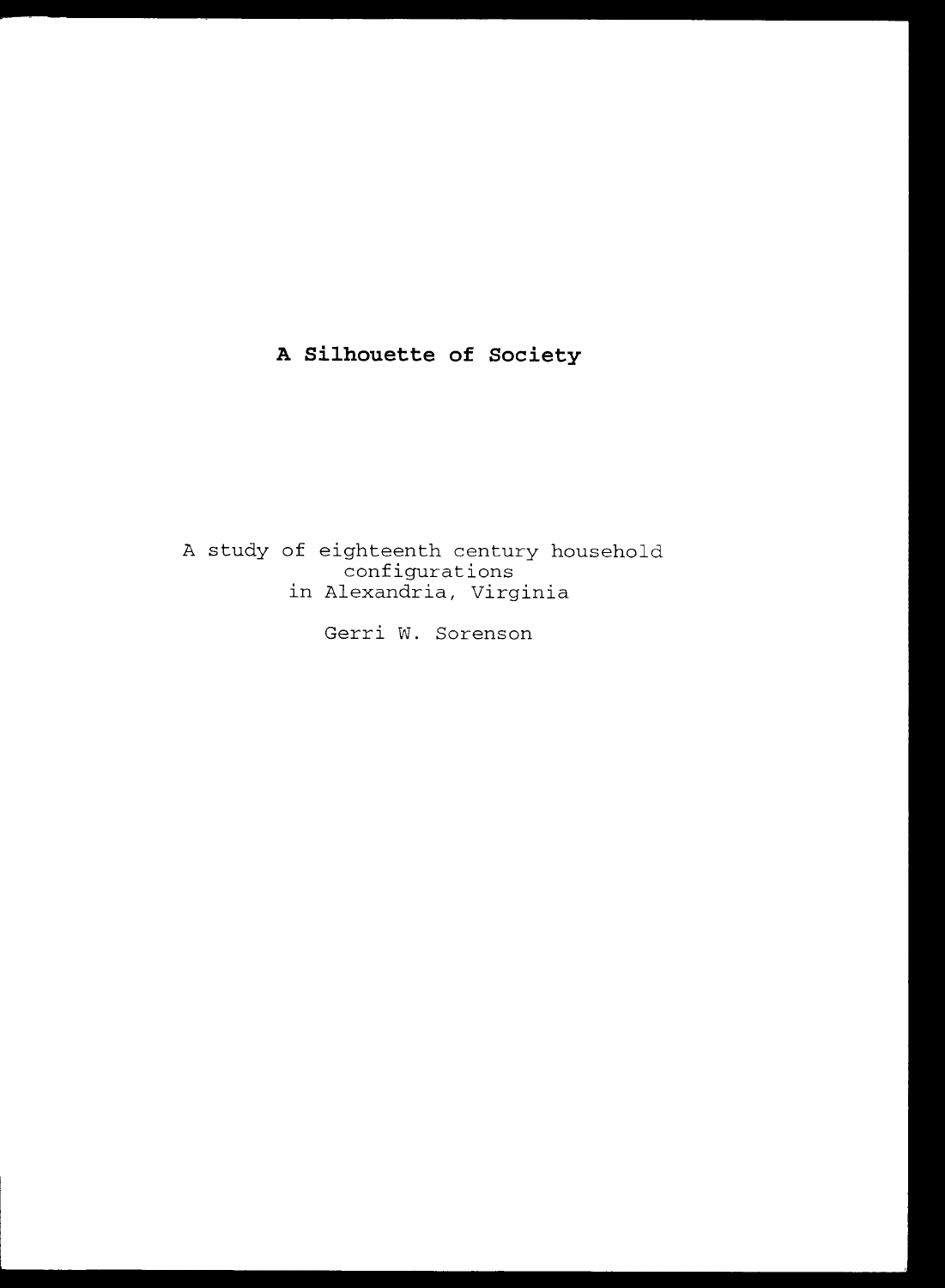# A Silhouette of Society

A study of eighteenth century household configurations in Alexandria, Virginia

Gerri W. Sorenson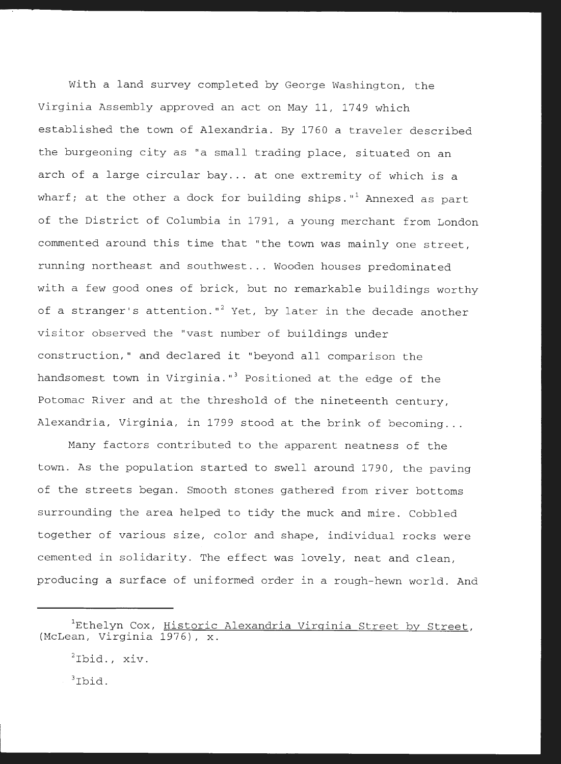With a land survey completed by George Washington, the Virginia Assembly approved an act on May 11, 1749 which established the town of Alexandria. By 1760 a traveler described the burgeoning city as "a small trading place, situated on an arch of a large circular bay... at one extremity of which is a wharf; at the other a dock for building ships."[1] Annexed as part of the District of Columbia in 1791, a young merchant from London commented around this time that "the town was mainly one street, running northeast and southwest... Wooden houses predominated with a few good ones of brick, but no remarkable buildings worthy of a stranger's attention."[2] Yet, by later in the decade another visitor observed the "vast number of buildings under construction," and declared it "beyond all comparison the handsomest town in Virginia."[3] Positioned at the edge of the Potomac River and at the threshold of the nineteenth century, Alexandria, Virginia, in 1799 stood at the brink of becoming...

Many factors contributed to the apparent neatness of the town. As the population started to swell around 1790, the paving of the streets began. Smooth stones gathered from river bottoms surrounding the area helped to tidy the muck and mire. Cobbled together of various size, color and shape, individual rocks were cemented in solidarity. The effect was lovely, neat and clean, producing a surface of uniformed order in a rough-hewn world. And

---

[1]Ethelyn Cox, Historic Alexandria Virginia Street by Street, (McLean, Virginia 1976), x.

[2]Ibid., xiv.

[3]Ibid.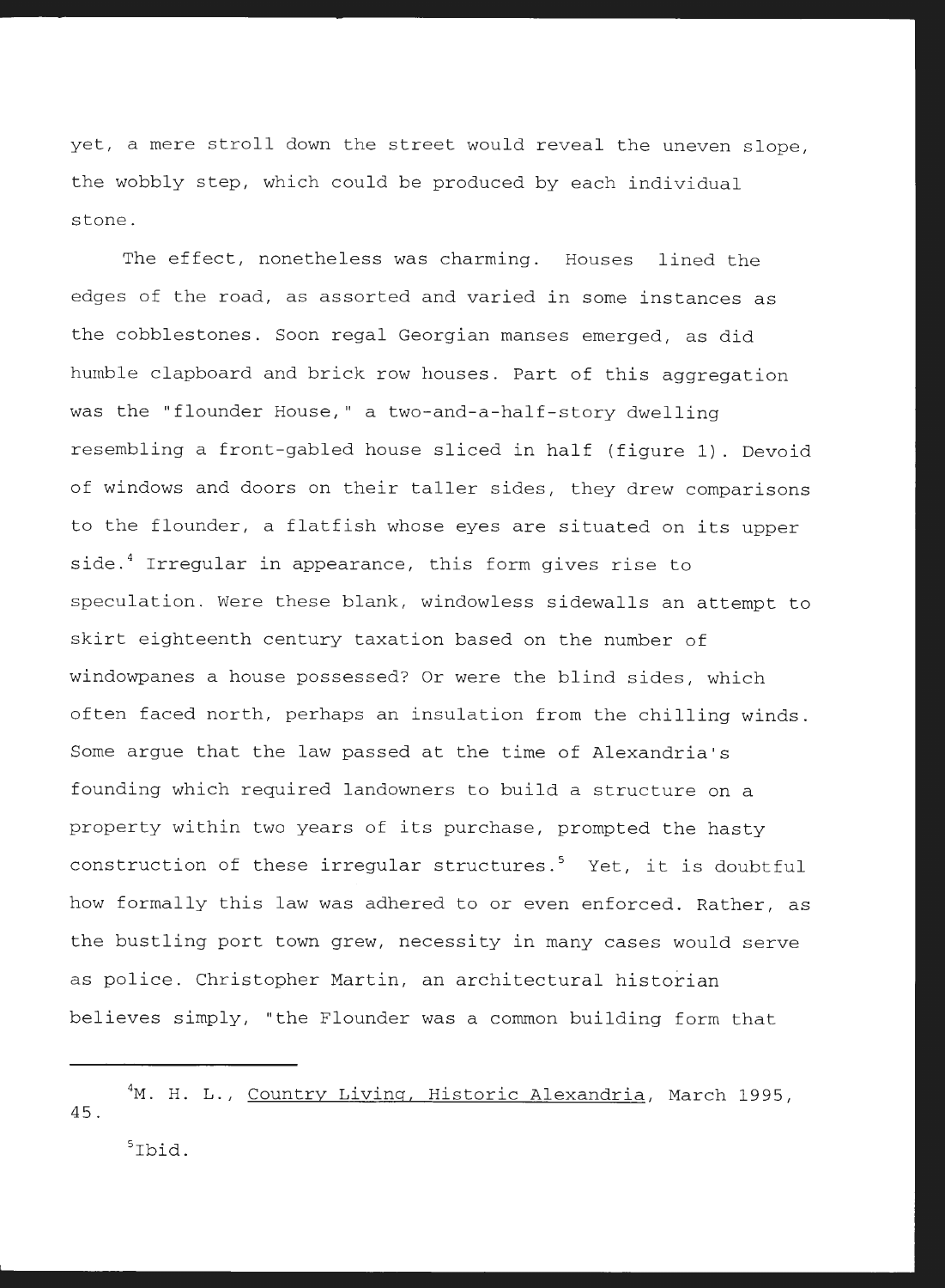yet, a mere stroll down the street would reveal the uneven slope, the wobbly step, which could be produced by each individual stone.

The effect, nonetheless was charming. Houses lined the edges of the road, as assorted and varied in some instances as the cobblestones. Soon regal Georgian manses emerged, as did humble clapboard and brick row houses. Part of this aggregation was the "flounder House," a two-and-a-half-story dwelling resembling a front-gabled house sliced in half (figure 1). Devoid of windows and doors on their taller sides, they drew comparisons to the flounder, a flatfish whose eyes are situated on its upper side.[4] Irregular in appearance, this form gives rise to speculation. Were these blank, windowless sidewalls an attempt to skirt eighteenth century taxation based on the number of windowpanes a house possessed? Or were the blind sides, which often faced north, perhaps an insulation from the chilling winds. Some argue that the law passed at the time of Alexandria's founding which required landowners to build a structure on a property within two years of its purchase, prompted the hasty construction of these irregular structures.[5] Yet, it is doubtful how formally this law was adhered to or even enforced. Rather, as the bustling port town grew, necessity in many cases would serve as police. Christopher Martin, an architectural historian believes simply, "the Flounder was a common building form that

---

[4]M. H. L., Country Living, Historic Alexandria, March 1995, 45.

[5]Ibid.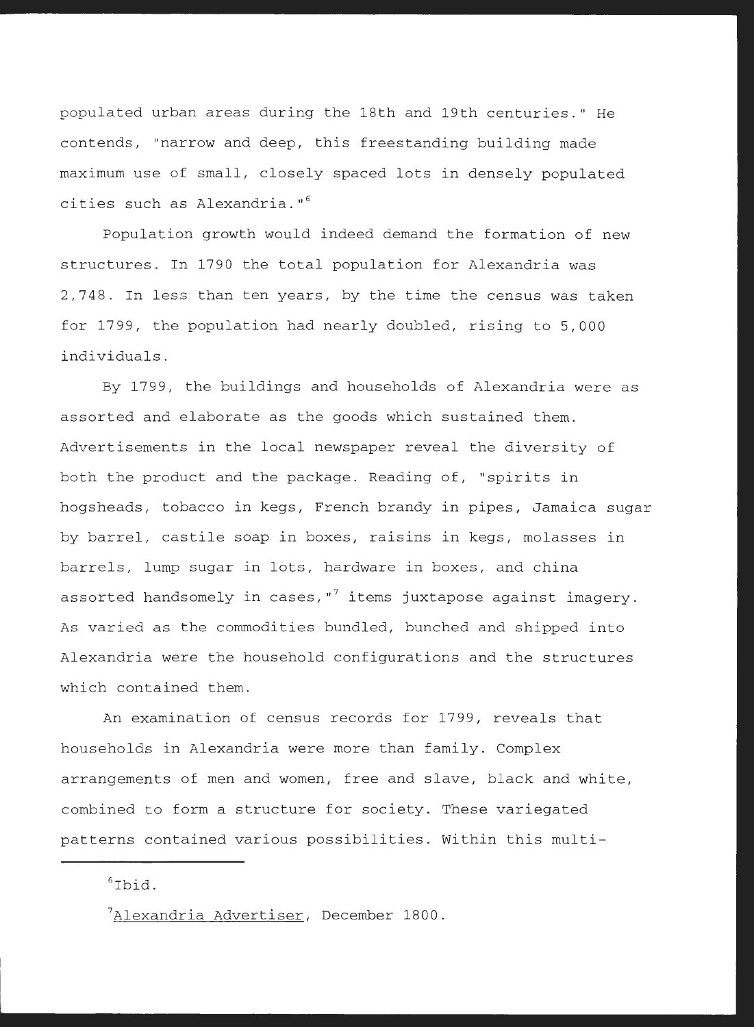populated urban areas during the 18th and 19th centuries." He contends, "narrow and deep, this freestanding building made maximum use of small, closely spaced lots in densely populated cities such as Alexandria."[6]

Population growth would indeed demand the formation of new structures. In 1790 the total population for Alexandria was 2,748. In less than ten years, by the time the census was taken for 1799, the population had nearly doubled, rising to 5,000 individuals.

By 1799, the buildings and households of Alexandria were as assorted and elaborate as the goods which sustained them. Advertisements in the local newspaper reveal the diversity of both the product and the package. Reading of, "spirits in hogsheads, tobacco in kegs, French brandy in pipes, Jamaica sugar by barrel, castile soap in boxes, raisins in kegs, molasses in barrels, lump sugar in lots, hardware in boxes, and china assorted handsomely in cases,"[7] items juxtapose against imagery. As varied as the commodities bundled, bunched and shipped into Alexandria were the household configurations and the structures which contained them.

An examination of census records for 1799, reveals that households in Alexandria were more than family. Complex arrangements of men and women, free and slave, black and white, combined to form a structure for society. These variegated patterns contained various possibilities. Within this multi-

---

[6]Ibid.

[7]Alexandria Advertiser, December 1800.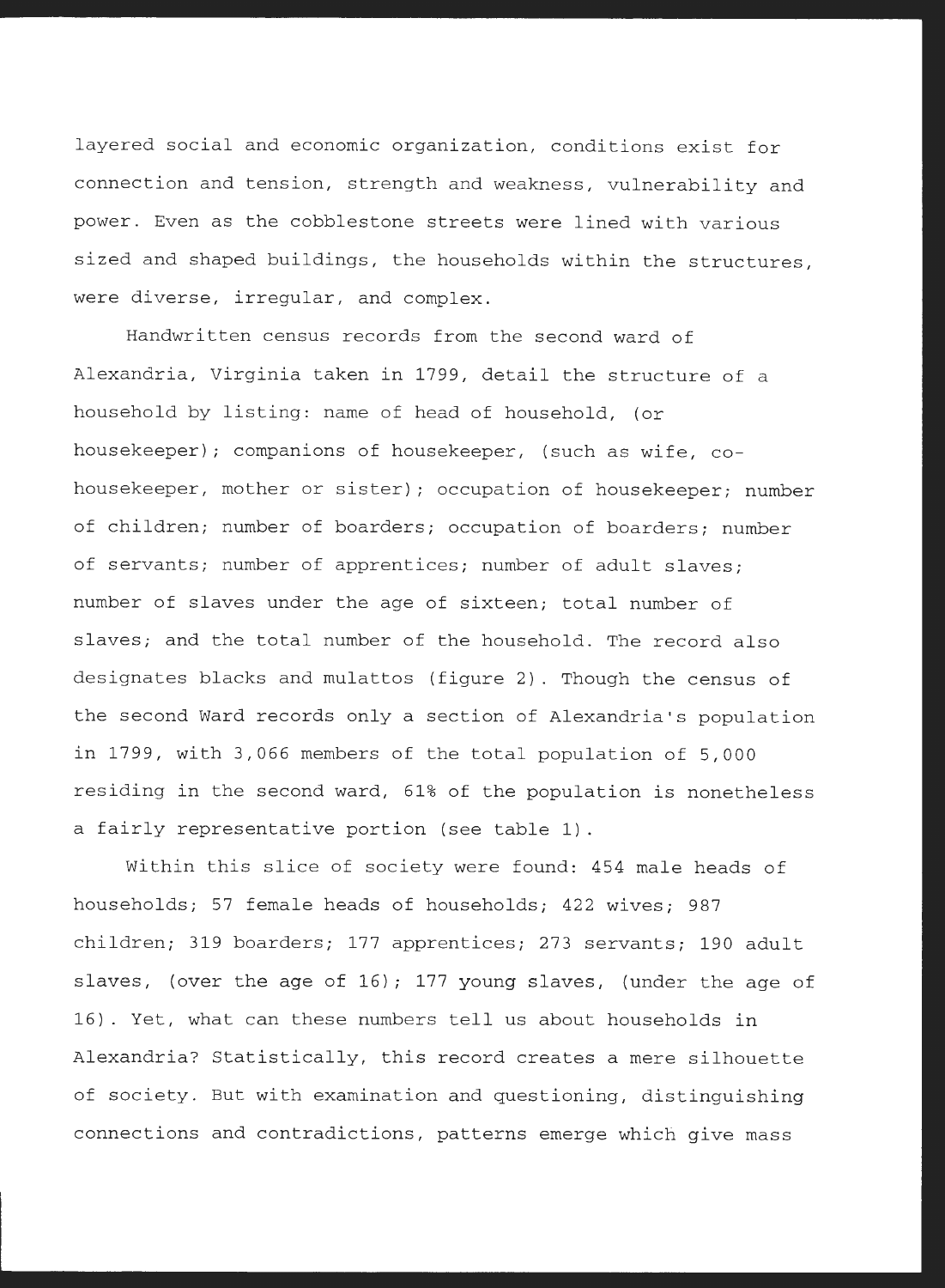layered social and economic organization, conditions exist for connection and tension, strength and weakness, vulnerability and power. Even as the cobblestone streets were lined with various sized and shaped buildings, the households within the structures, were diverse, irregular, and complex.

Handwritten census records from the second ward of Alexandria, Virginia taken in 1799, detail the structure of a household by listing: name of head of household, (or housekeeper); companions of housekeeper, (such as wife, co-housekeeper, mother or sister); occupation of housekeeper; number of children; number of boarders; occupation of boarders; number of servants; number of apprentices; number of adult slaves; number of slaves under the age of sixteen; total number of slaves; and the total number of the household. The record also designates blacks and mulattos (figure 2). Though the census of the second Ward records only a section of Alexandria's population in 1799, with 3,066 members of the total population of 5,000 residing in the second ward, 61% of the population is nonetheless a fairly representative portion (see table 1).

Within this slice of society were found: 454 male heads of households; 57 female heads of households; 422 wives; 987 children; 319 boarders; 177 apprentices; 273 servants; 190 adult slaves, (over the age of 16); 177 young slaves, (under the age of 16). Yet, what can these numbers tell us about households in Alexandria? Statistically, this record creates a mere silhouette of society. But with examination and questioning, distinguishing connections and contradictions, patterns emerge which give mass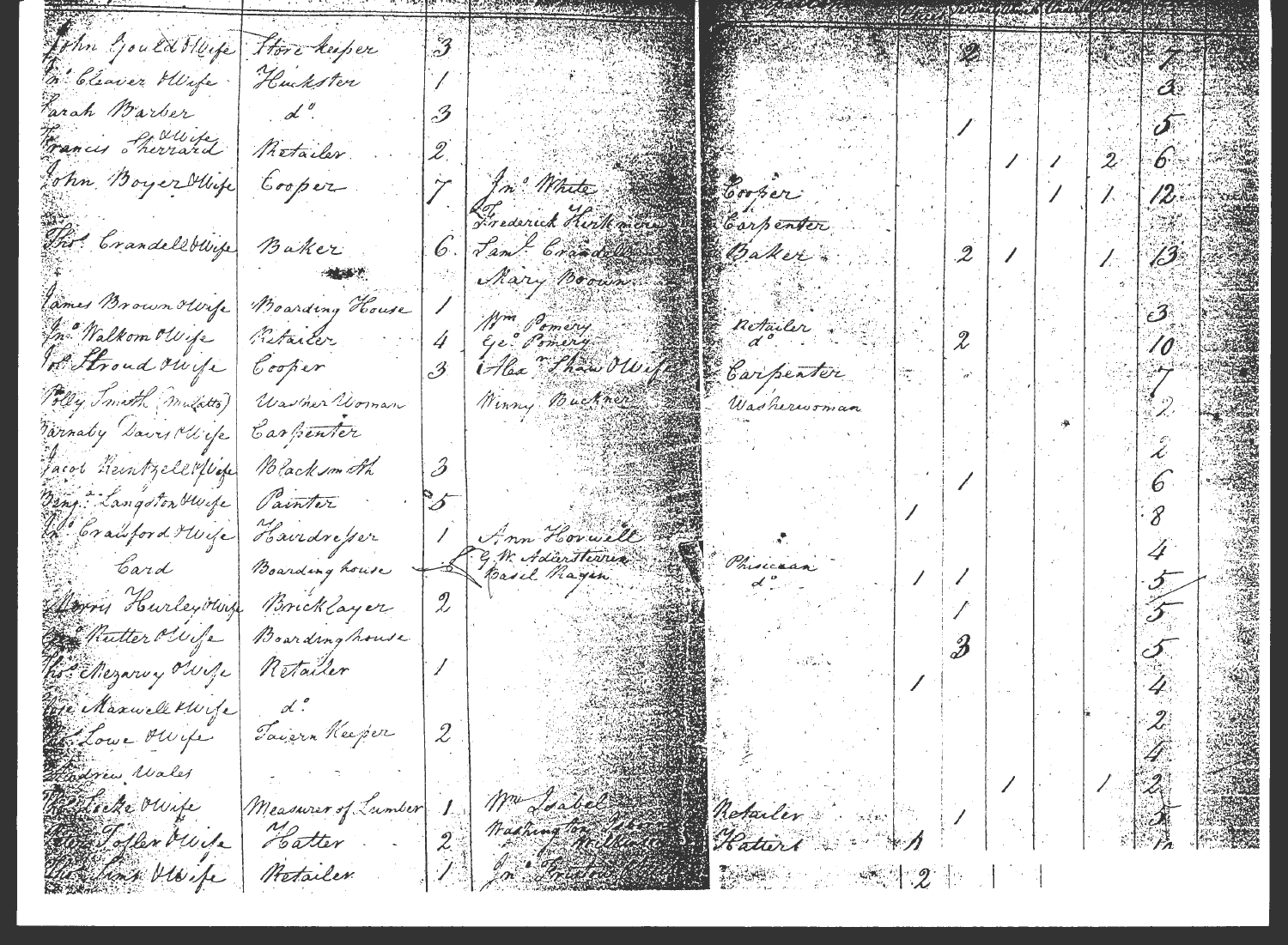| Name | Occupation | | Lodgers | Occupation | | | | | | Total |
|---|---|---|---|---|---|---|---|---|---|---|
| John Gould & Wife | Store keeper | 3 | | | | 2 | | | | 7 |
| Wm Cleaver & Wife | Huckster | 1 | | | | | | | | 3 |
| Sarah Barber | do | 3 | | | | 1 | | | | 5 |
| Francis Sherrard & Wife | Retailer | 2 | | | | | 1 | 1 | 2 | 6 |
| John Boyer & Wife | Cooper | 7 | Jno White<br>Frederick Kirkmore | Cooper<br>Carpenter | | | | 1 | 1 | 12 |
| Thos Crandell & Wife | Baker | 6 | Saml Crandell<br>Mary Brown | Baker | | 2 | 1 | | 1 | 13 |
| James Brown & Wife | Boarding House | 1 | | | | | | | | 3 |
| Jno Walkom & Wife | Retailer | 4 | Wm Pomery<br>Geo Pomery | Retailer<br>do | | 2 | | | | 10 |
| Jos Stroud & Wife | Cooper | 3 | Alexr Shaw & Wife | Carpenter | | | | | | 7 |
| Polly Smith (Mulatto) | Washer Woman | | Winny Buckner | Washerwoman | | | | | | 2 |
| Barnaby Davis & Wife | Carpenter | | | | | | | | | 2 |
| Jacob Heintzell & Wife | Blacksmith | 3 | | | | 1 | | | | 6 |
| Benja Langston & Wife | Painter | 5 | | | 1 | | | | | 8 |
| Jno Crawford & Wife | Hairdresser | 1 | Ann Horwell | | | | | | | 4 |
| Card | Boarding house | | G. W. Adarsterra<br>Basil Nagin | Phisician<br>do | 1 | 1 | | | | 5 |
| Morris Hurley & Wife | Bricklayer | 2 | | | | 1 | | | | 5 |
| Jno Rutter & Wife | Boardinghouse | | | | | 3 | | | | 5 |
| Thos Mezarvy & Wife | Retailer | 1 | | | 1 | | | | | 4 |
| Geo Maxwell & Wife | do | | | | | | | | | 2 |
| Jos Lowe & Wife | Tavern Keeper | 2 | | | | | | | | 4 |
| Andrew Wales | | | | | | | 1 | | 1 | 2 |
| Wm Leetze & Wife | Measurer of Lumber | 1 | Wm Isabel | Retailer | | 1 | | | | 5 |
| Geo Tosler & Wife | Hatter | 2 | Washington ... Williams | Hatters | 1 | | | | | 10 |
| Wm Lines & Wife | Retailer | 1 | Jno Frisler | | 2 | | | | | |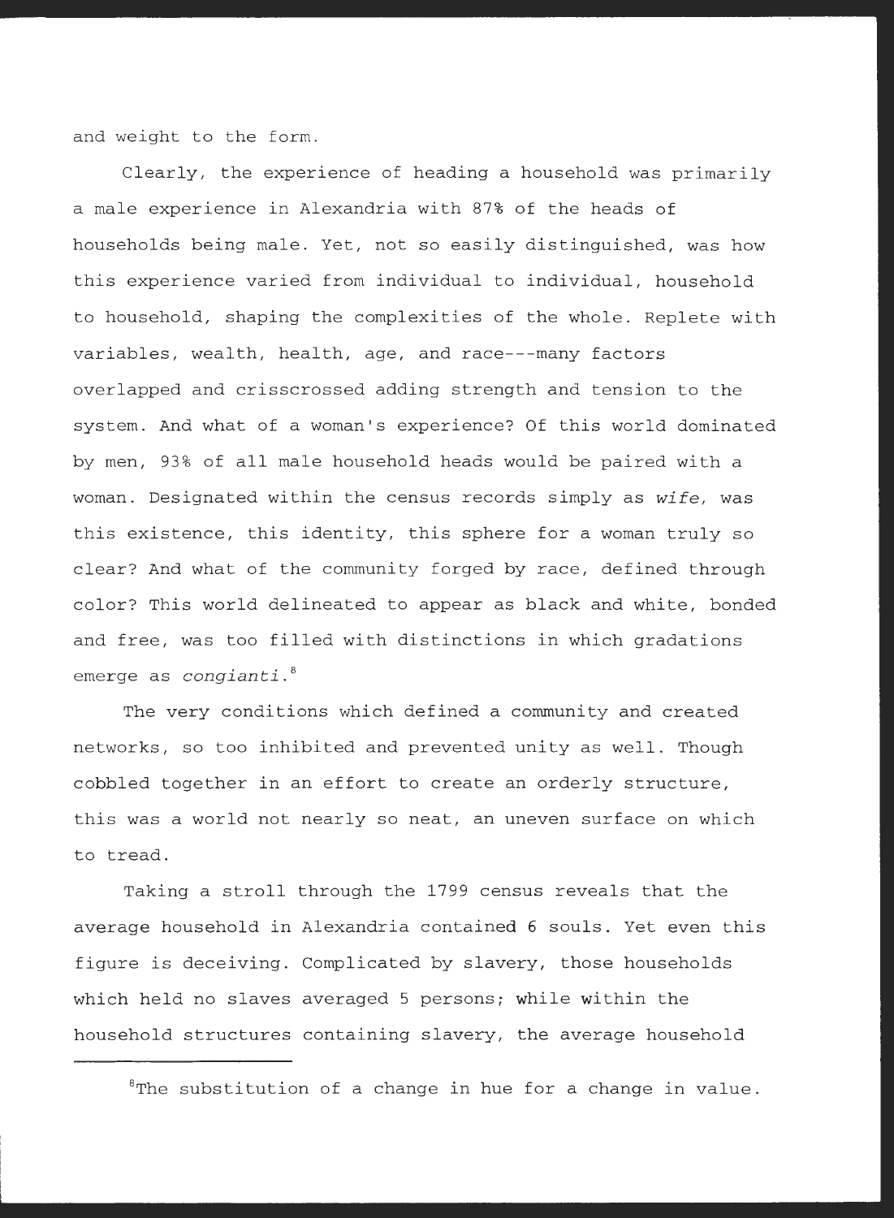and weight to the form.

Clearly, the experience of heading a household was primarily a male experience in Alexandria with 87% of the heads of households being male. Yet, not so easily distinguished, was how this experience varied from individual to individual, household to household, shaping the complexities of the whole. Replete with variables, wealth, health, age, and race---many factors overlapped and crisscrossed adding strength and tension to the system. And what of a woman's experience? Of this world dominated by men, 93% of all male household heads would be paired with a woman. Designated within the census records simply as *wife*, was this existence, this identity, this sphere for a woman truly so clear? And what of the community forged by race, defined through color? This world delineated to appear as black and white, bonded and free, was too filled with distinctions in which gradations emerge as *congianti*.[8]

The very conditions which defined a community and created networks, so too inhibited and prevented unity as well. Though cobbled together in an effort to create an orderly structure, this was a world not nearly so neat, an uneven surface on which to tread.

Taking a stroll through the 1799 census reveals that the average household in Alexandria contained 6 souls. Yet even this figure is deceiving. Complicated by slavery, those households which held no slaves averaged 5 persons; while within the household structures containing slavery, the average household

---

[8]The substitution of a change in hue for a change in value.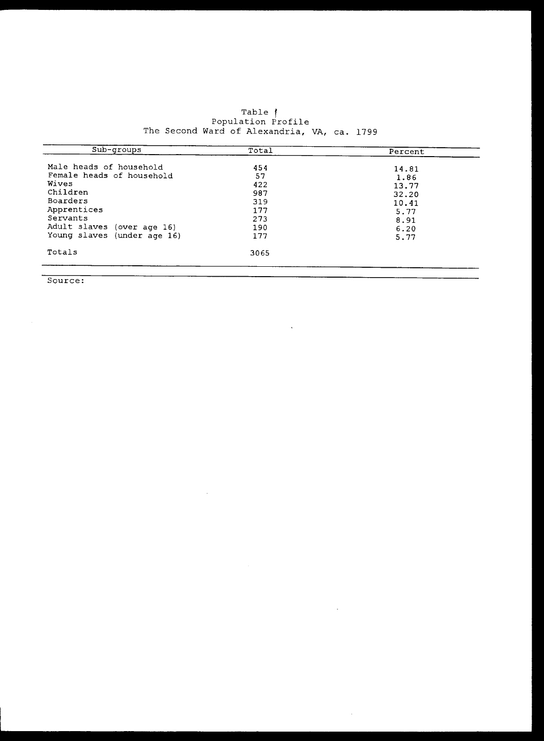Table 1
Population Profile
The Second Ward of Alexandria, VA, ca. 1799

| Sub-groups | Total | Percent |
|---|---|---|
| Male heads of household | 454 | 14.81 |
| Female heads of household | 57 | 1.86 |
| Wives | 422 | 13.77 |
| Children | 987 | 32.20 |
| Boarders | 319 | 10.41 |
| Apprentices | 177 | 5.77 |
| Servants | 273 | 8.91 |
| Adult slaves (over age 16) | 190 | 6.20 |
| Young slaves (under age 16) | 177 | 5.77 |
| Totals | 3065 | |

Source: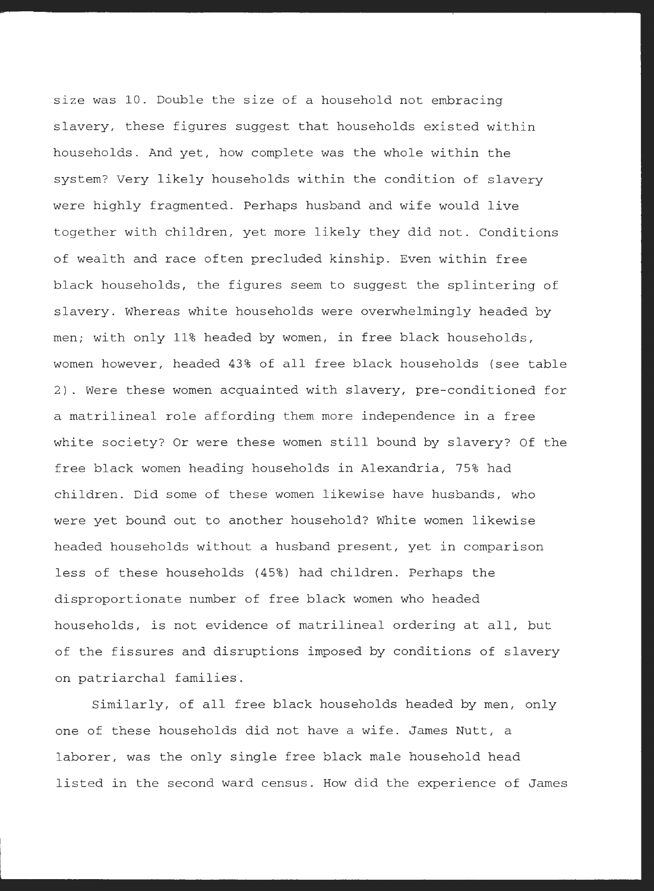size was 10. Double the size of a household not embracing slavery, these figures suggest that households existed within households. And yet, how complete was the whole within the system? Very likely households within the condition of slavery were highly fragmented. Perhaps husband and wife would live together with children, yet more likely they did not. Conditions of wealth and race often precluded kinship. Even within free black households, the figures seem to suggest the splintering of slavery. Whereas white households were overwhelmingly headed by men; with only 11% headed by women, in free black households, women however, headed 43% of all free black households (see table 2). Were these women acquainted with slavery, pre-conditioned for a matrilineal role affording them more independence in a free white society? Or were these women still bound by slavery? Of the free black women heading households in Alexandria, 75% had children. Did some of these women likewise have husbands, who were yet bound out to another household? White women likewise headed households without a husband present, yet in comparison less of these households (45%) had children. Perhaps the disproportionate number of free black women who headed households, is not evidence of matrilineal ordering at all, but of the fissures and disruptions imposed by conditions of slavery on patriarchal families.

Similarly, of all free black households headed by men, only one of these households did not have a wife. James Nutt, a laborer, was the only single free black male household head listed in the second ward census. How did the experience of James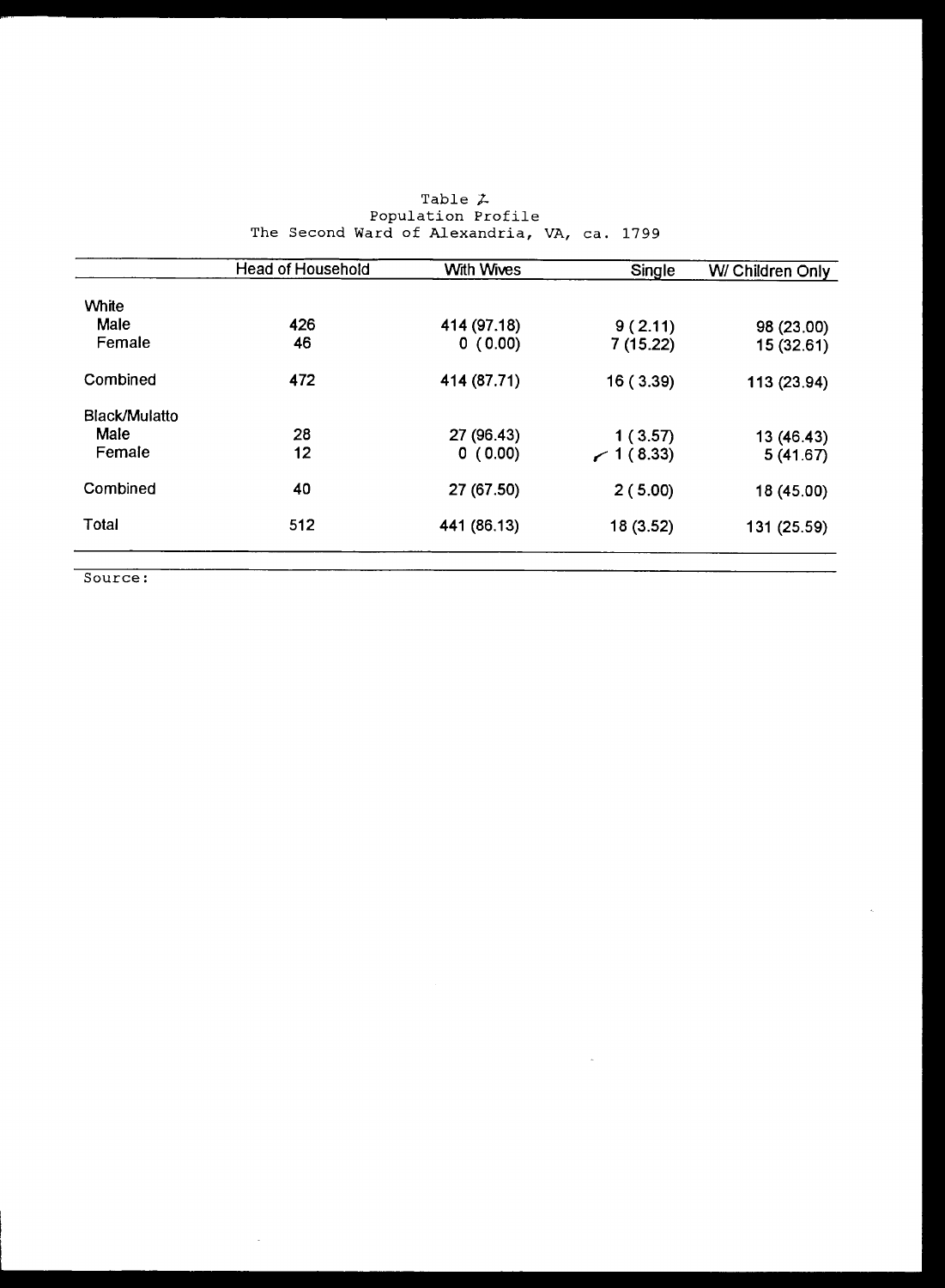Table 2
Population Profile
The Second Ward of Alexandria, VA, ca. 1799

| | Head of Household | With Wives | Single | W/ Children Only |
|---|---|---|---|---|
| White | | | | |
| Male | 426 | 414 (97.18) | 9 ( 2.11) | 98 (23.00) |
| Female | 46 | 0 ( 0.00) | 7 (15.22) | 15 (32.61) |
| Combined | 472 | 414 (87.71) | 16 ( 3.39) | 113 (23.94) |
| Black/Mulatto | | | | |
| Male | 28 | 27 (96.43) | 1 ( 3.57) | 13 (46.43) |
| Female | 12 | 0 ( 0.00) | 1 ( 8.33) | 5 (41.67) |
| Combined | 40 | 27 (67.50) | 2 ( 5.00) | 18 (45.00) |
| Total | 512 | 441 (86.13) | 18 (3.52) | 131 (25.59) |

Source: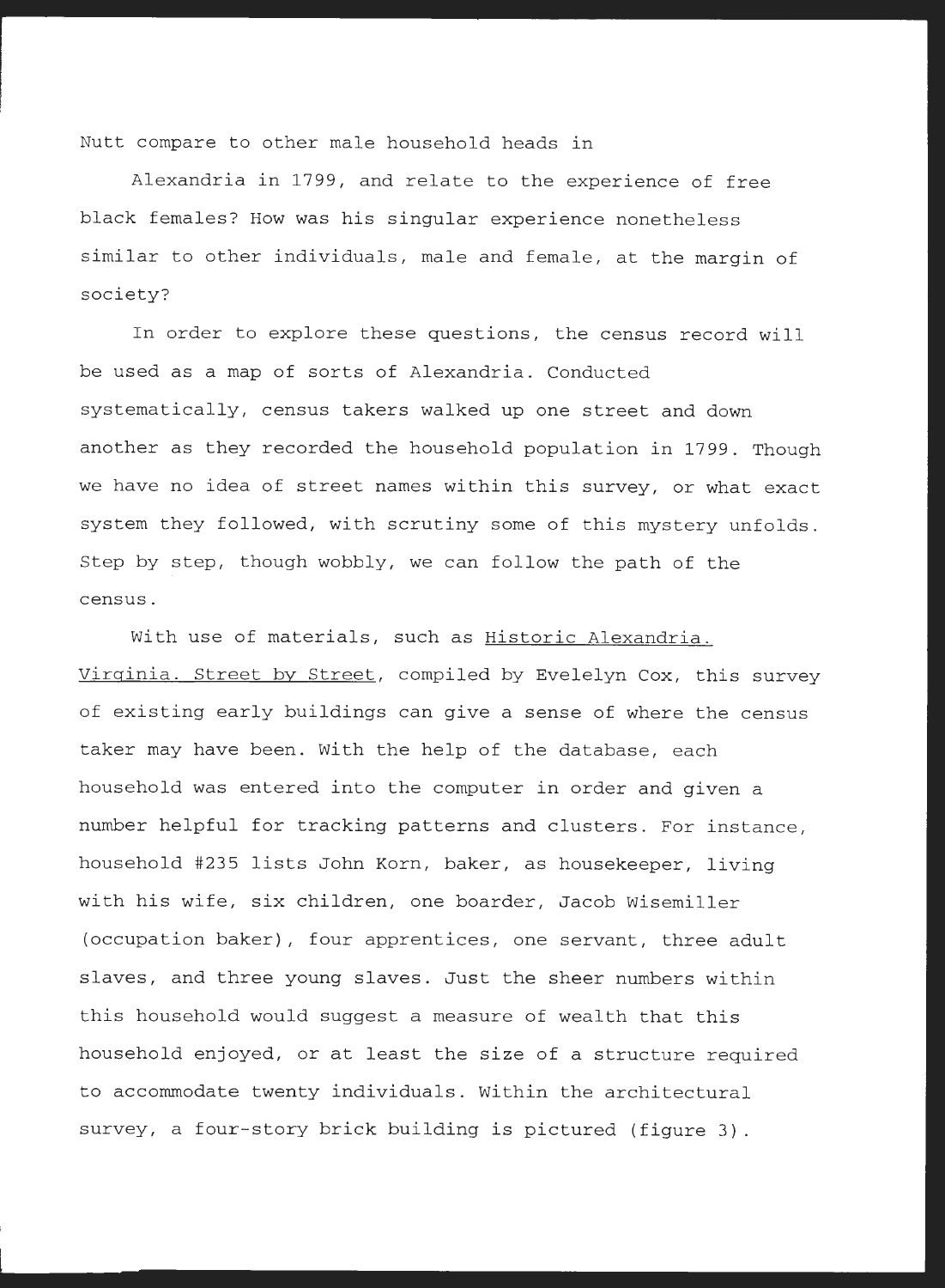Nutt compare to other male household heads in

Alexandria in 1799, and relate to the experience of free black females? How was his singular experience nonetheless similar to other individuals, male and female, at the margin of society?

In order to explore these questions, the census record will be used as a map of sorts of Alexandria. Conducted systematically, census takers walked up one street and down another as they recorded the household population in 1799. Though we have no idea of street names within this survey, or what exact system they followed, with scrutiny some of this mystery unfolds. Step by step, though wobbly, we can follow the path of the census.

With use of materials, such as <u>Historic Alexandria. Virginia. Street by Street</u>, compiled by Evelelyn Cox, this survey of existing early buildings can give a sense of where the census taker may have been. With the help of the database, each household was entered into the computer in order and given a number helpful for tracking patterns and clusters. For instance, household #235 lists John Korn, baker, as housekeeper, living with his wife, six children, one boarder, Jacob Wisemiller (occupation baker), four apprentices, one servant, three adult slaves, and three young slaves. Just the sheer numbers within this household would suggest a measure of wealth that this household enjoyed, or at least the size of a structure required to accommodate twenty individuals. Within the architectural survey, a four-story brick building is pictured (figure 3).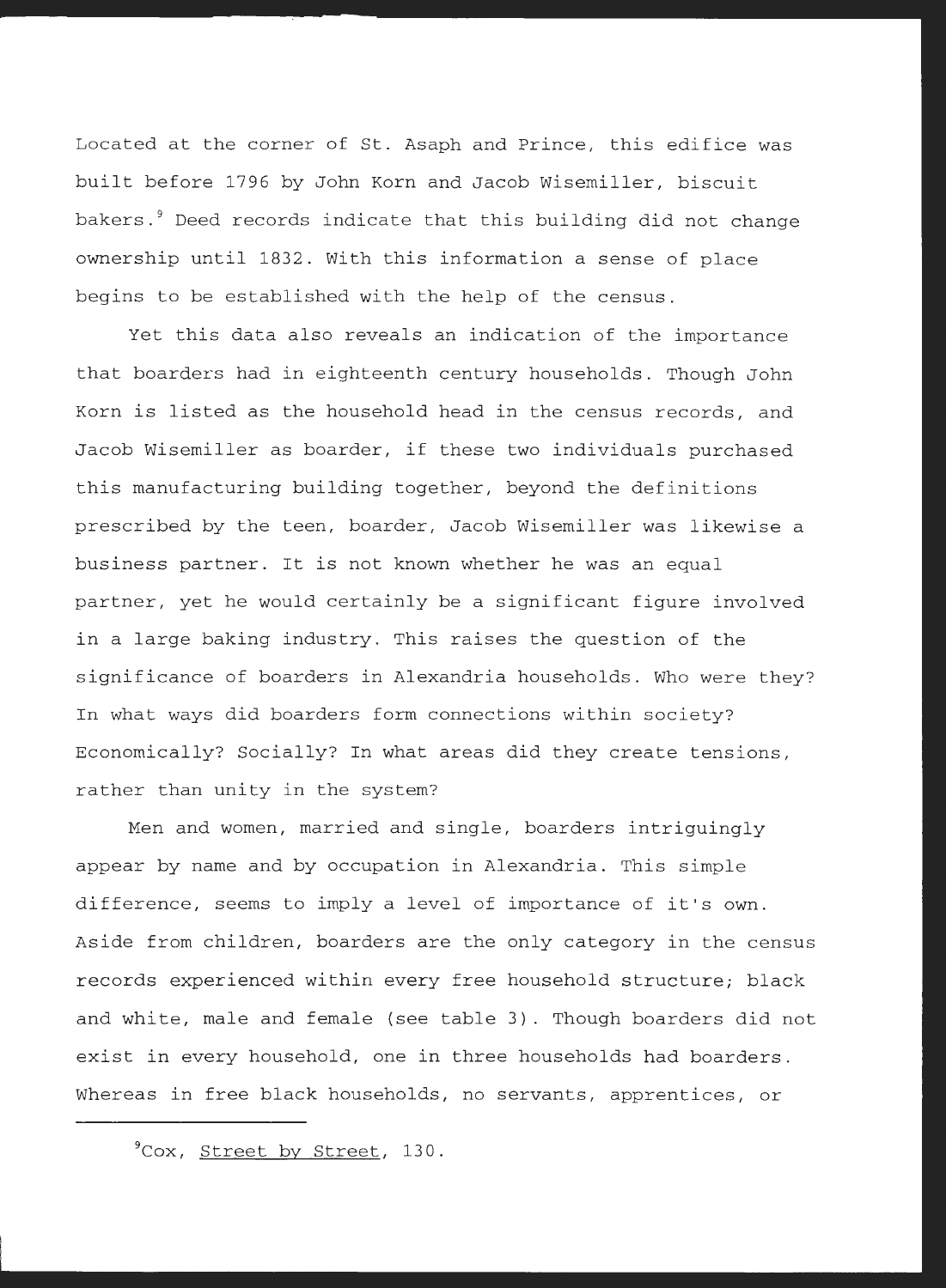Located at the corner of St. Asaph and Prince, this edifice was built before 1796 by John Korn and Jacob Wisemiller, biscuit bakers.[9] Deed records indicate that this building did not change ownership until 1832. With this information a sense of place begins to be established with the help of the census.

Yet this data also reveals an indication of the importance that boarders had in eighteenth century households. Though John Korn is listed as the household head in the census records, and Jacob Wisemiller as boarder, if these two individuals purchased this manufacturing building together, beyond the definitions prescribed by the teen, boarder, Jacob Wisemiller was likewise a business partner. It is not known whether he was an equal partner, yet he would certainly be a significant figure involved in a large baking industry. This raises the question of the significance of boarders in Alexandria households. Who were they? In what ways did boarders form connections within society? Economically? Socially? In what areas did they create tensions, rather than unity in the system?

Men and women, married and single, boarders intriguingly appear by name and by occupation in Alexandria. This simple difference, seems to imply a level of importance of it's own. Aside from children, boarders are the only category in the census records experienced within every free household structure; black and white, male and female (see table 3). Though boarders did not exist in every household, one in three households had boarders. Whereas in free black households, no servants, apprentices, or

[9]Cox, Street by Street, 130.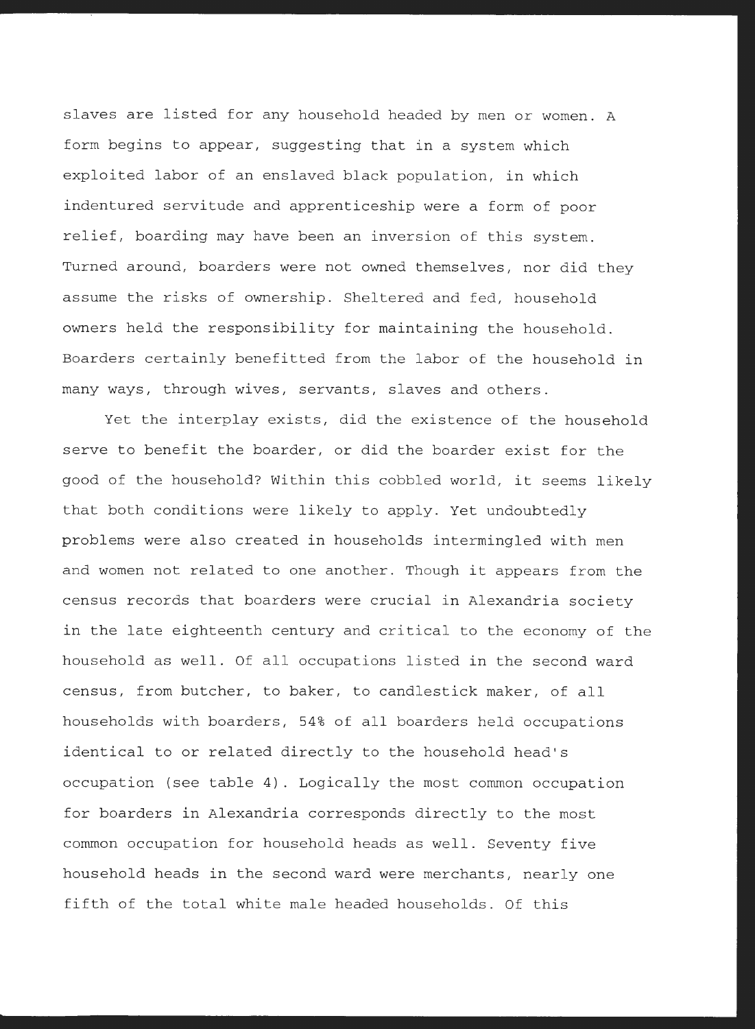slaves are listed for any household headed by men or women. A form begins to appear, suggesting that in a system which exploited labor of an enslaved black population, in which indentured servitude and apprenticeship were a form of poor relief, boarding may have been an inversion of this system. Turned around, boarders were not owned themselves, nor did they assume the risks of ownership. Sheltered and fed, household owners held the responsibility for maintaining the household. Boarders certainly benefitted from the labor of the household in many ways, through wives, servants, slaves and others.

Yet the interplay exists, did the existence of the household serve to benefit the boarder, or did the boarder exist for the good of the household? Within this cobbled world, it seems likely that both conditions were likely to apply. Yet undoubtedly problems were also created in households intermingled with men and women not related to one another. Though it appears from the census records that boarders were crucial in Alexandria society in the late eighteenth century and critical to the economy of the household as well. Of all occupations listed in the second ward census, from butcher, to baker, to candlestick maker, of all households with boarders, 54% of all boarders held occupations identical to or related directly to the household head's occupation (see table 4). Logically the most common occupation for boarders in Alexandria corresponds directly to the most common occupation for household heads as well. Seventy five household heads in the second ward were merchants, nearly one fifth of the total white male headed households. Of this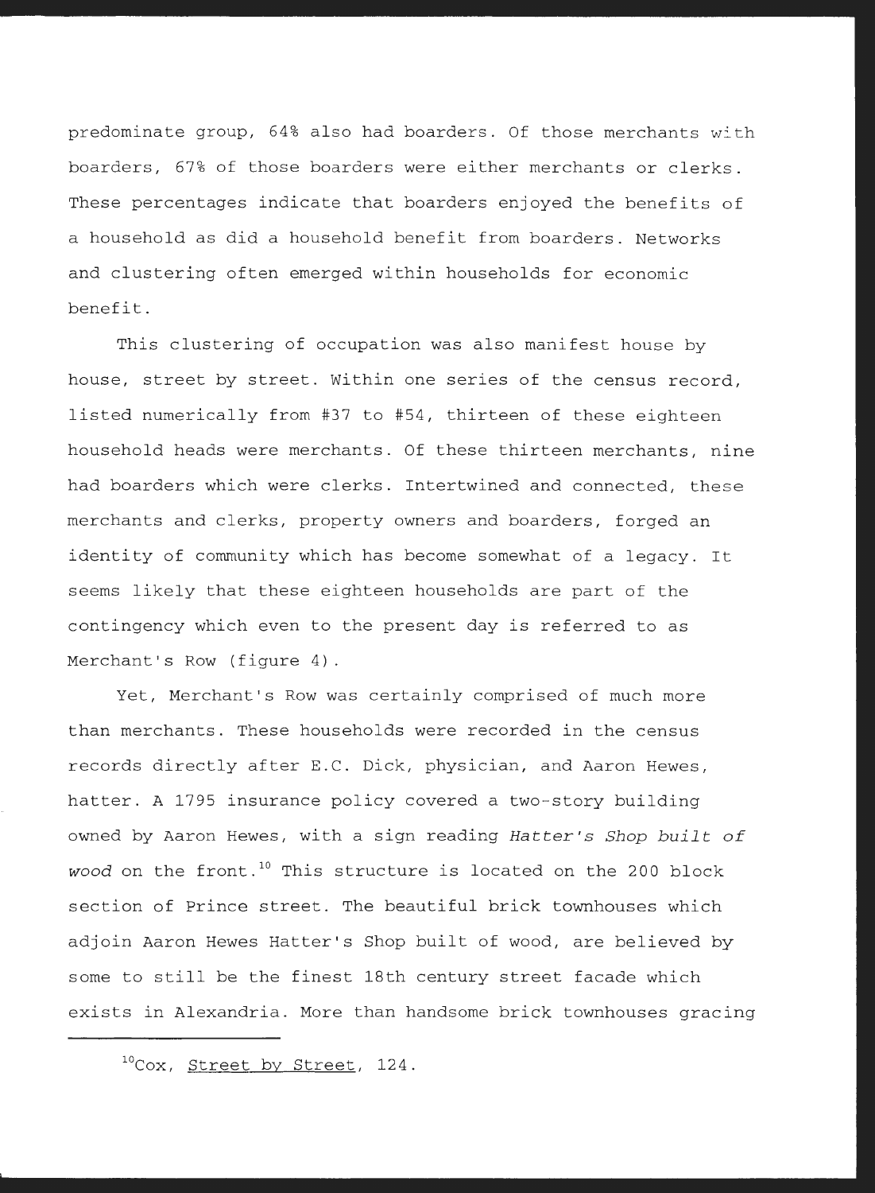predominate group, 64% also had boarders. Of those merchants with boarders, 67% of those boarders were either merchants or clerks. These percentages indicate that boarders enjoyed the benefits of a household as did a household benefit from boarders. Networks and clustering often emerged within households for economic benefit.

This clustering of occupation was also manifest house by house, street by street. Within one series of the census record, listed numerically from #37 to #54, thirteen of these eighteen household heads were merchants. Of these thirteen merchants, nine had boarders which were clerks. Intertwined and connected, these merchants and clerks, property owners and boarders, forged an identity of community which has become somewhat of a legacy. It seems likely that these eighteen households are part of the contingency which even to the present day is referred to as Merchant's Row (figure 4).

Yet, Merchant's Row was certainly comprised of much more than merchants. These households were recorded in the census records directly after E.C. Dick, physician, and Aaron Hewes, hatter. A 1795 insurance policy covered a two-story building owned by Aaron Hewes, with a sign reading *Hatter's Shop built of wood* on the front.[10] This structure is located on the 200 block section of Prince street. The beautiful brick townhouses which adjoin Aaron Hewes Hatter's Shop built of wood, are believed by some to still be the finest 18th century street facade which exists in Alexandria. More than handsome brick townhouses gracing

---

[10]Cox, Street by Street, 124.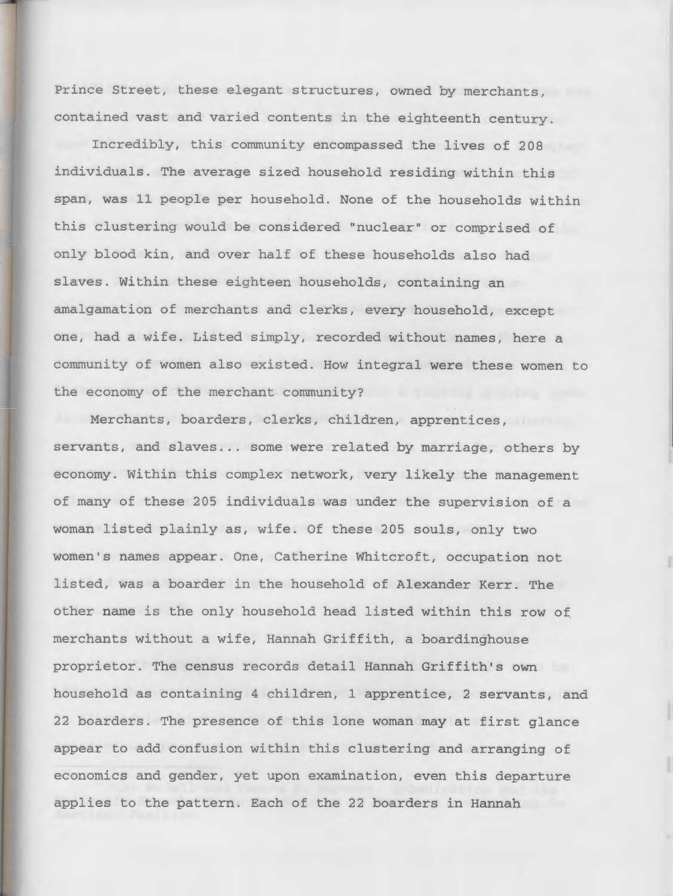Prince Street, these elegant structures, owned by merchants, contained vast and varied contents in the eighteenth century.

Incredibly, this community encompassed the lives of 208 individuals. The average sized household residing within this span, was 11 people per household. None of the households within this clustering would be considered "nuclear" or comprised of only blood kin, and over half of these households also had slaves. Within these eighteen households, containing an amalgamation of merchants and clerks, every household, except one, had a wife. Listed simply, recorded without names, here a community of women also existed. How integral were these women to the economy of the merchant community?

Merchants, boarders, clerks, children, apprentices, servants, and slaves... some were related by marriage, others by economy. Within this complex network, very likely the management of many of these 205 individuals was under the supervision of a woman listed plainly as, wife. Of these 205 souls, only two women's names appear. One, Catherine Whitcroft, occupation not listed, was a boarder in the household of Alexander Kerr. The other name is the only household head listed within this row of merchants without a wife, Hannah Griffith, a boardinghouse proprietor. The census records detail Hannah Griffith's own household as containing 4 children, 1 apprentice, 2 servants, and 22 boarders. The presence of this lone woman may at first glance appear to add confusion within this clustering and arranging of economics and gender, yet upon examination, even this departure applies to the pattern. Each of the 22 boarders in Hannah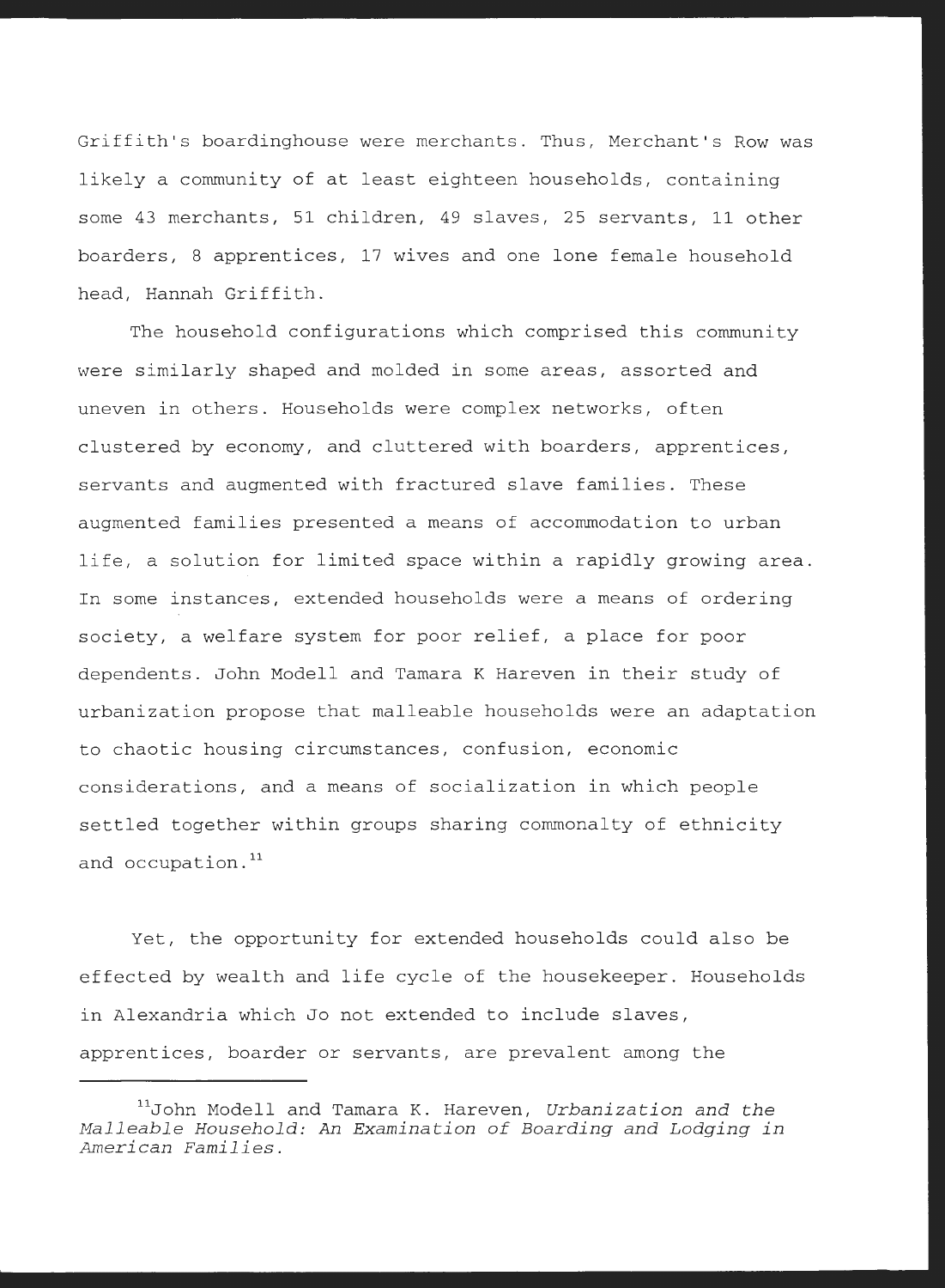Griffith's boardinghouse were merchants. Thus, Merchant's Row was likely a community of at least eighteen households, containing some 43 merchants, 51 children, 49 slaves, 25 servants, 11 other boarders, 8 apprentices, 17 wives and one lone female household head, Hannah Griffith.

The household configurations which comprised this community were similarly shaped and molded in some areas, assorted and uneven in others. Households were complex networks, often clustered by economy, and cluttered with boarders, apprentices, servants and augmented with fractured slave families. These augmented families presented a means of accommodation to urban life, a solution for limited space within a rapidly growing area. In some instances, extended households were a means of ordering society, a welfare system for poor relief, a place for poor dependents. John Modell and Tamara K Hareven in their study of urbanization propose that malleable households were an adaptation to chaotic housing circumstances, confusion, economic considerations, and a means of socialization in which people settled together within groups sharing commonalty of ethnicity and occupation.[11]

Yet, the opportunity for extended households could also be effected by wealth and life cycle of the housekeeper. Households in Alexandria which Jo not extended to include slaves, apprentices, boarder or servants, are prevalent among the

---

[11] John Modell and Tamara K. Hareven, *Urbanization and the Malleable Household: An Examination of Boarding and Lodging in American Families.*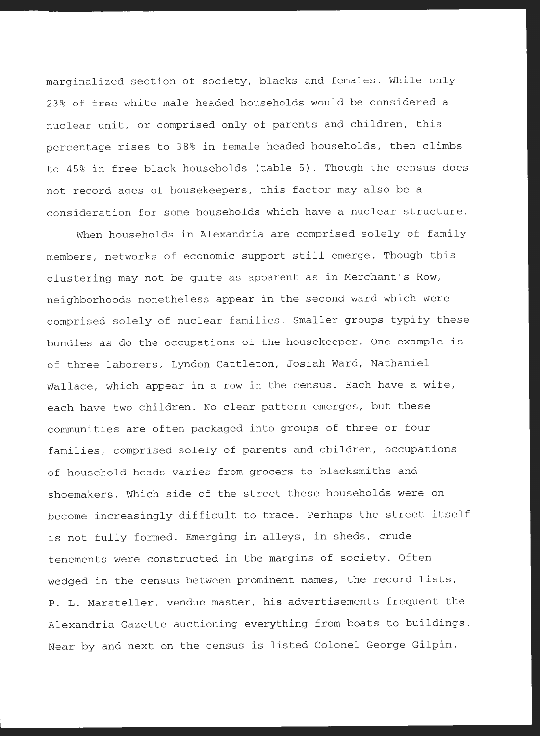marginalized section of society, blacks and females. While only 23% of free white male headed households would be considered a nuclear unit, or comprised only of parents and children, this percentage rises to 38% in female headed households, then climbs to 45% in free black households (table 5). Though the census does not record ages of housekeepers, this factor may also be a consideration for some households which have a nuclear structure.

When households in Alexandria are comprised solely of family members, networks of economic support still emerge. Though this clustering may not be quite as apparent as in Merchant's Row, neighborhoods nonetheless appear in the second ward which were comprised solely of nuclear families. Smaller groups typify these bundles as do the occupations of the housekeeper. One example is of three laborers, Lyndon Cattleton, Josiah Ward, Nathaniel Wallace, which appear in a row in the census. Each have a wife, each have two children. No clear pattern emerges, but these communities are often packaged into groups of three or four families, comprised solely of parents and children, occupations of household heads varies from grocers to blacksmiths and shoemakers. Which side of the street these households were on become increasingly difficult to trace. Perhaps the street itself is not fully formed. Emerging in alleys, in sheds, crude tenements were constructed in the margins of society. Often wedged in the census between prominent names, the record lists, P. L. Marsteller, vendue master, his advertisements frequent the Alexandria Gazette auctioning everything from boats to buildings. Near by and next on the census is listed Colonel George Gilpin.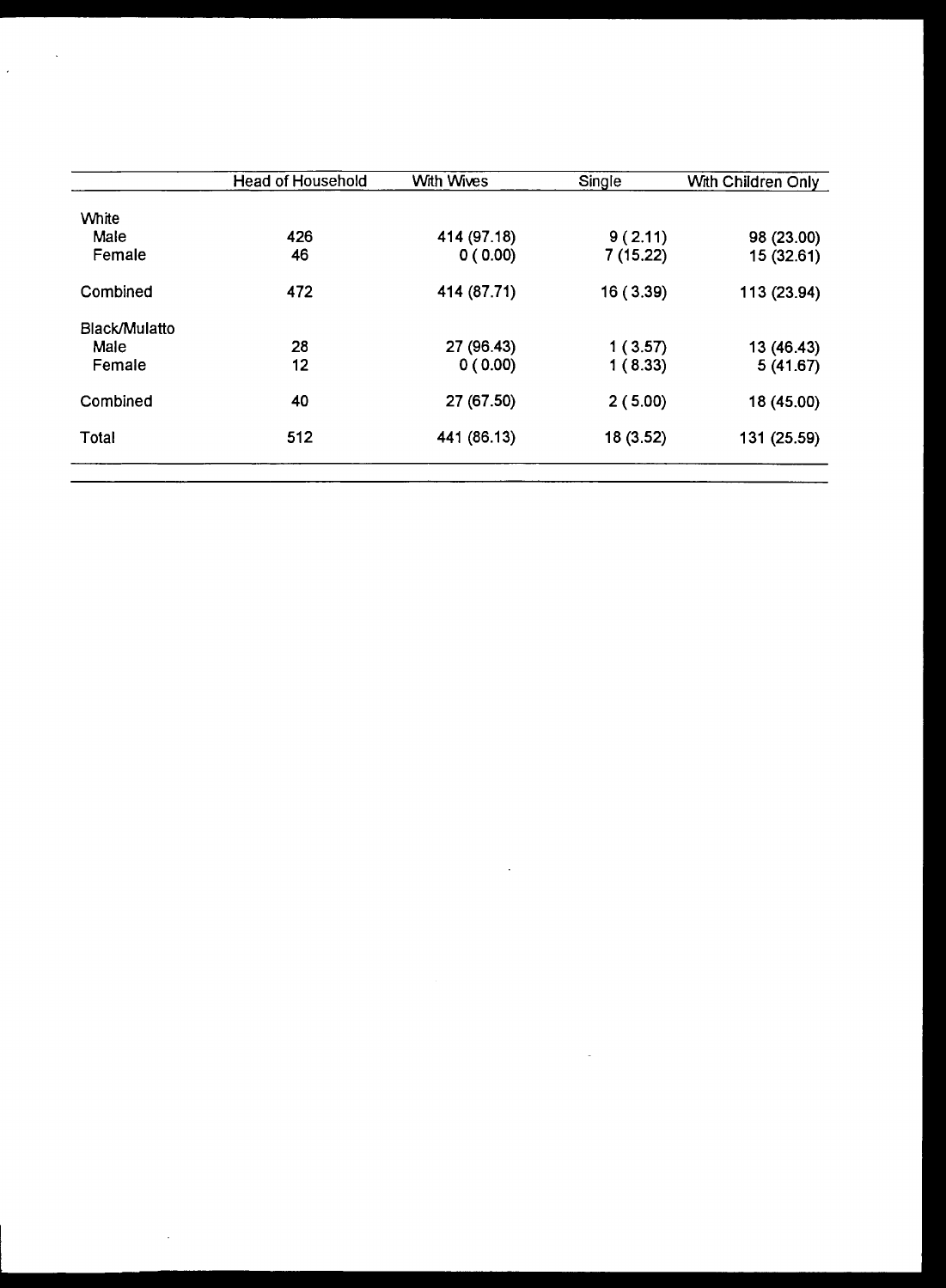| | Head of Household | With Wives | Single | With Children Only |
|---|---|---|---|---|
| White | | | | |
| Male | 426 | 414 (97.18) | 9 ( 2.11) | 98 (23.00) |
| Female | 46 | 0 ( 0.00) | 7 (15.22) | 15 (32.61) |
| Combined | 472 | 414 (87.71) | 16 ( 3.39) | 113 (23.94) |
| Black/Mulatto | | | | |
| Male | 28 | 27 (96.43) | 1 ( 3.57) | 13 (46.43) |
| Female | 12 | 0 ( 0.00) | 1 ( 8.33) | 5 (41.67) |
| Combined | 40 | 27 (67.50) | 2 ( 5.00) | 18 (45.00) |
| Total | 512 | 441 (86.13) | 18 (3.52) | 131 (25.59) |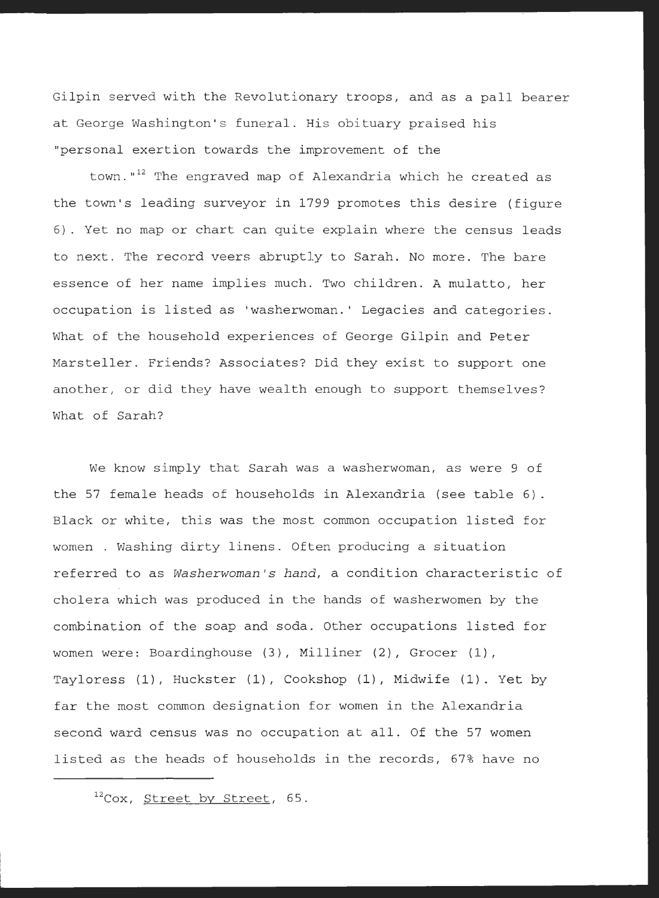Gilpin served with the Revolutionary troops, and as a pall bearer at George Washington's funeral. His obituary praised his "personal exertion towards the improvement of the town."[12] The engraved map of Alexandria which he created as the town's leading surveyor in 1799 promotes this desire (figure 6). Yet no map or chart can quite explain where the census leads to next. The record veers abruptly to Sarah. No more. The bare essence of her name implies much. Two children. A mulatto, her occupation is listed as 'washerwoman.' Legacies and categories. What of the household experiences of George Gilpin and Peter Marsteller. Friends? Associates? Did they exist to support one another, or did they have wealth enough to support themselves? What of Sarah?

We know simply that Sarah was a washerwoman, as were 9 of the 57 female heads of households in Alexandria (see table 6). Black or white, this was the most common occupation listed for women . Washing dirty linens. Often producing a situation referred to as *Washerwoman's hand*, a condition characteristic of cholera which was produced in the hands of washerwomen by the combination of the soap and soda. Other occupations listed for women were: Boardinghouse (3), Milliner (2), Grocer (1), Tayloress (1), Huckster (1), Cookshop (1), Midwife (1). Yet by far the most common designation for women in the Alexandria second ward census was no occupation at all. Of the 57 women listed as the heads of households in the records, 67% have no

[12] Cox, Street by Street, 65.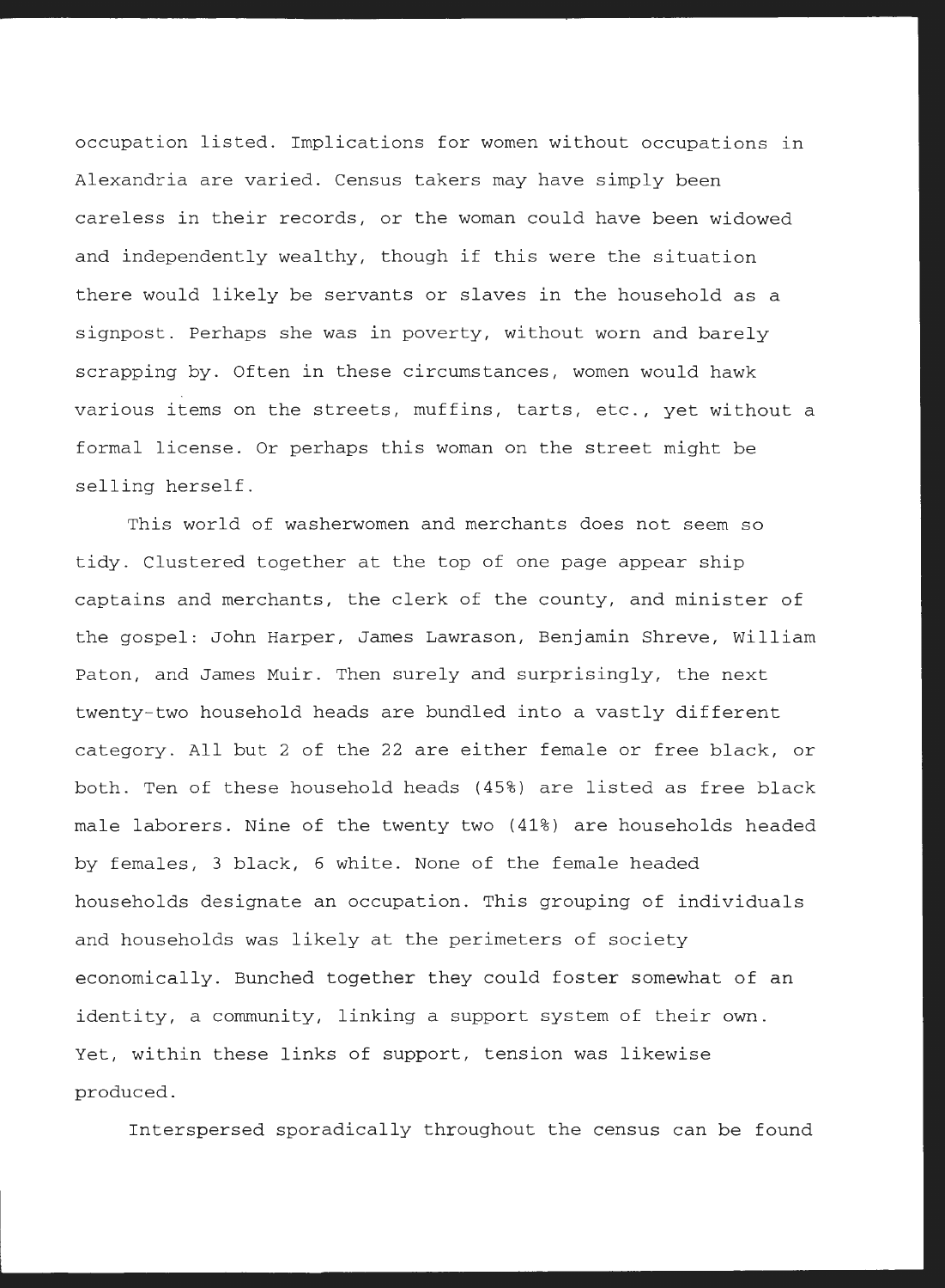occupation listed. Implications for women without occupations in Alexandria are varied. Census takers may have simply been careless in their records, or the woman could have been widowed and independently wealthy, though if this were the situation there would likely be servants or slaves in the household as a signpost. Perhaps she was in poverty, without worn and barely scrapping by. Often in these circumstances, women would hawk various items on the streets, muffins, tarts, etc., yet without a formal license. Or perhaps this woman on the street might be selling herself.

This world of washerwomen and merchants does not seem so tidy. Clustered together at the top of one page appear ship captains and merchants, the clerk of the county, and minister of the gospel: John Harper, James Lawrason, Benjamin Shreve, William Paton, and James Muir. Then surely and surprisingly, the next twenty-two household heads are bundled into a vastly different category. All but 2 of the 22 are either female or free black, or both. Ten of these household heads (45%) are listed as free black male laborers. Nine of the twenty two (41%) are households headed by females, 3 black, 6 white. None of the female headed households designate an occupation. This grouping of individuals and households was likely at the perimeters of society economically. Bunched together they could foster somewhat of an identity, a community, linking a support system of their own. Yet, within these links of support, tension was likewise produced.

Interspersed sporadically throughout the census can be found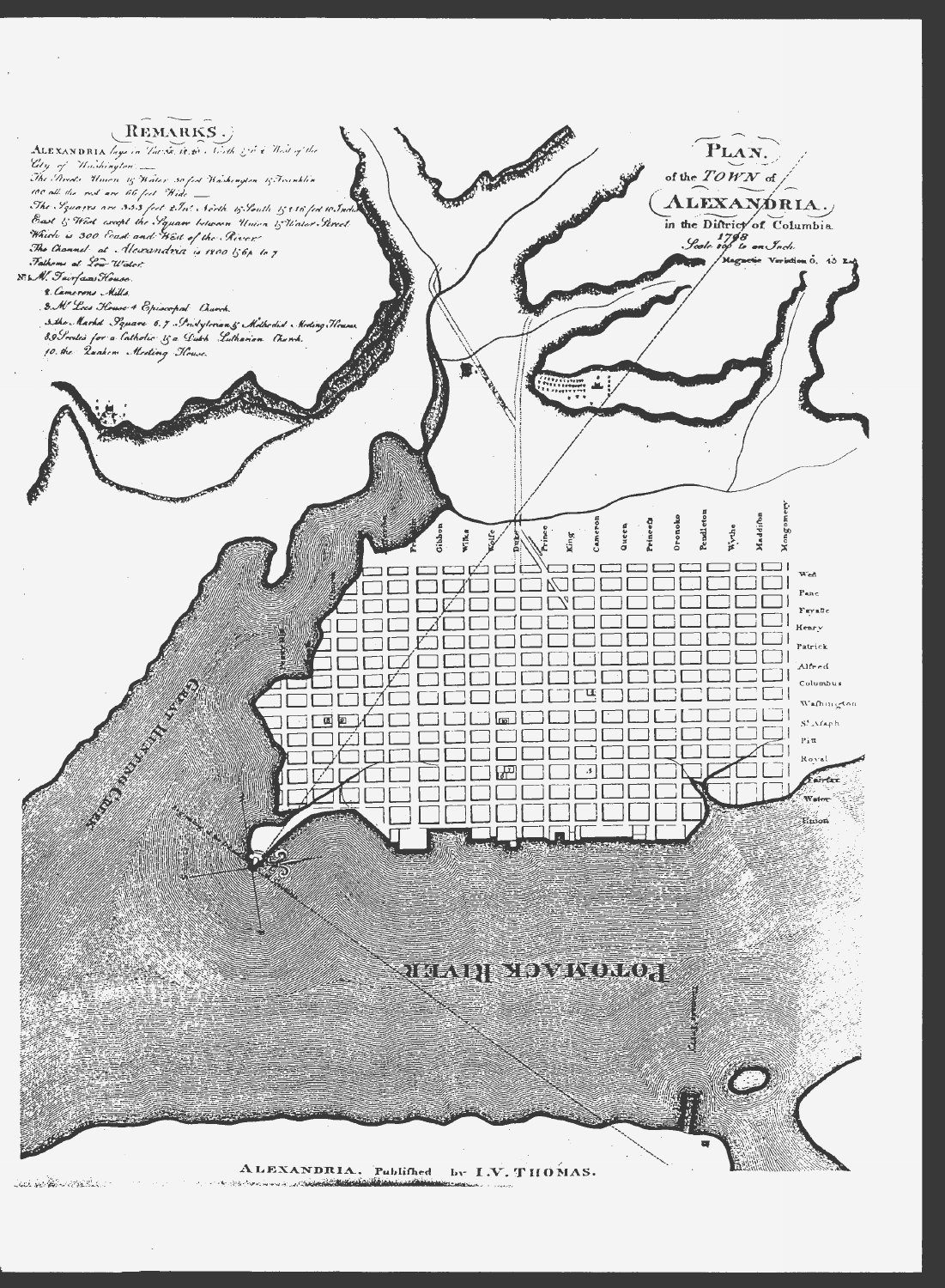# PLAN of the TOWN of ALEXANDRIA in the District of Columbia 1798

Scale 100 to an Inch

Magnetic Variation 0. 45 East

## REMARKS.

ALEXANDRIA lays in Lat. 38. 48. 40 North 2/10 West of the City of Washington. —
The Streets Union & Water 50 feet Washington & Franklin 100 all the rest are 66 feet Wide —
The Squares are 353 feet 2 In. North & South & 246 feet 10 Inches East & West except the Square between Union & Water Street Which is 300 East and West of the River.
The Channel at Alexandria is 1800 & 6 to 7 Fathoms at Low Water.

No. 1. Mr. Fairfaxs House.
2. Camerons Mills
3. Mr. Lees House & Episcopal Church.
4. the Market Square 6. 7. Presbyterian & Methodist Meeting Houses.
8. 9. Streets for a Catholic & a Dutch Lutheran Church.
10. the Quaker Meeting House.

Franklin, Gibbon, Wilks, Wolfe, Duke, Prince, King, Cameron, Queen, Princess, Oronoko, Pendleton, Wythe, Madison, Montgomery

West, Pane, Fayette, Henry, Patrick, Alfred, Columbus, Washington, St. Asaph, Pitt, Royal, Fairfax, Water, Union

GREAT HUNTING CREEK

POTOMACK RIVER

ALEXANDRIA. Published by I.V. THOMAS.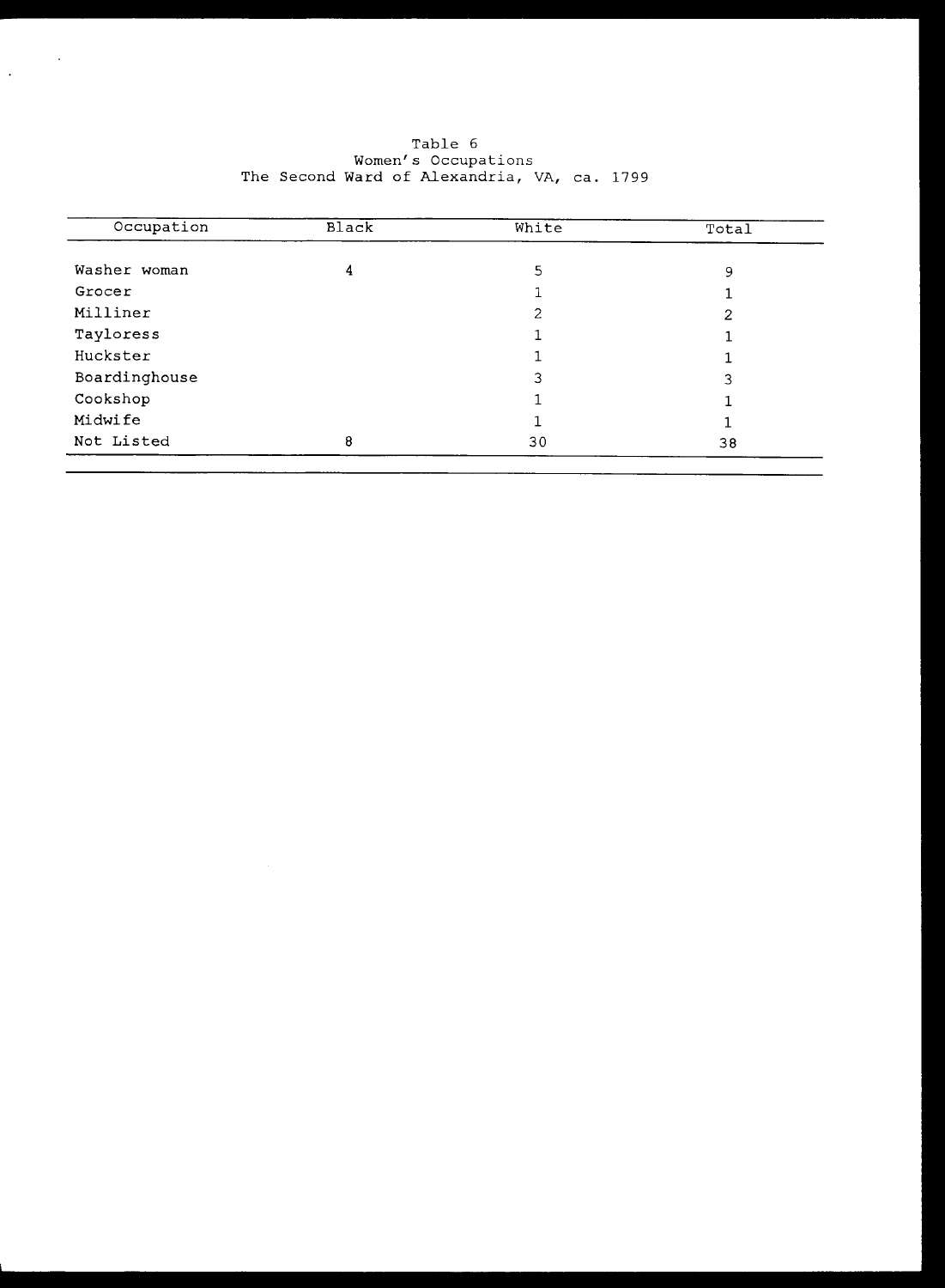Table 6
Women's Occupations
The Second Ward of Alexandria, VA, ca. 1799

| Occupation | Black | White | Total |
|---|---|---|---|
| Washer woman | 4 | 5 | 9 |
| Grocer | | 1 | 1 |
| Milliner | | 2 | 2 |
| Tayloress | | 1 | 1 |
| Huckster | | 1 | 1 |
| Boardinghouse | | 3 | 3 |
| Cookshop | | 1 | 1 |
| Midwife | | 1 | 1 |
| Not Listed | 8 | 30 | 38 |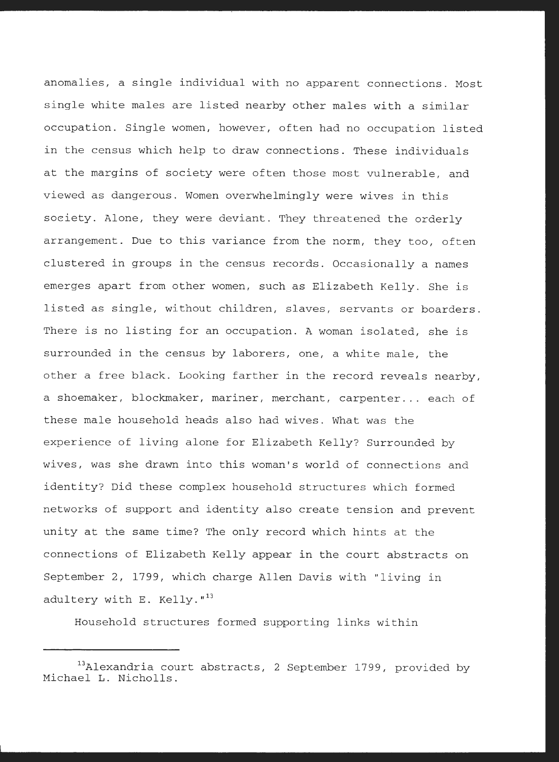anomalies, a single individual with no apparent connections. Most single white males are listed nearby other males with a similar occupation. Single women, however, often had no occupation listed in the census which help to draw connections. These individuals at the margins of society were often those most vulnerable, and viewed as dangerous. Women overwhelmingly were wives in this society. Alone, they were deviant. They threatened the orderly arrangement. Due to this variance from the norm, they too, often clustered in groups in the census records. Occasionally a names emerges apart from other women, such as Elizabeth Kelly. She is listed as single, without children, slaves, servants or boarders. There is no listing for an occupation. A woman isolated, she is surrounded in the census by laborers, one, a white male, the other a free black. Looking farther in the record reveals nearby, a shoemaker, blockmaker, mariner, merchant, carpenter... each of these male household heads also had wives. What was the experience of living alone for Elizabeth Kelly? Surrounded by wives, was she drawn into this woman's world of connections and identity? Did these complex household structures which formed networks of support and identity also create tension and prevent unity at the same time? The only record which hints at the connections of Elizabeth Kelly appear in the court abstracts on September 2, 1799, which charge Allen Davis with "living in adultery with E. Kelly."[13]

Household structures formed supporting links within

---

[13]Alexandria court abstracts, 2 September 1799, provided by Michael L. Nicholls.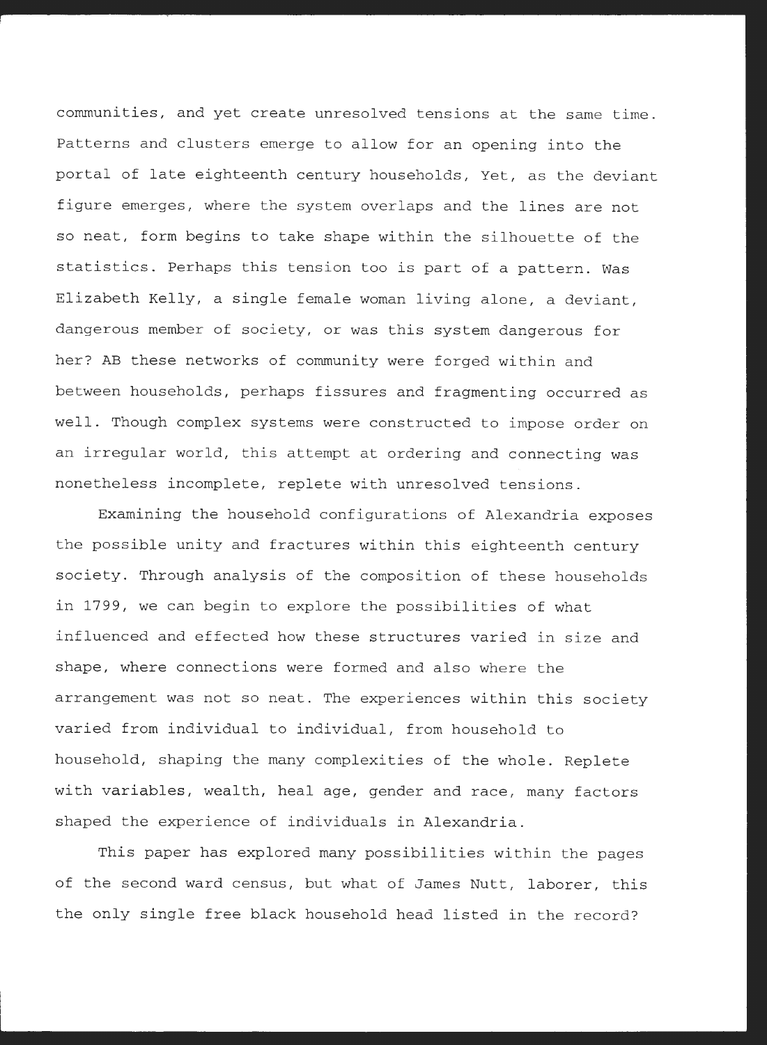communities, and yet create unresolved tensions at the same time. Patterns and clusters emerge to allow for an opening into the portal of late eighteenth century households, Yet, as the deviant figure emerges, where the system overlaps and the lines are not so neat, form begins to take shape within the silhouette of the statistics. Perhaps this tension too is part of a pattern. Was Elizabeth Kelly, a single female woman living alone, a deviant, dangerous member of society, or was this system dangerous for her? AB these networks of community were forged within and between households, perhaps fissures and fragmenting occurred as well. Though complex systems were constructed to impose order on an irregular world, this attempt at ordering and connecting was nonetheless incomplete, replete with unresolved tensions.

Examining the household configurations of Alexandria exposes the possible unity and fractures within this eighteenth century society. Through analysis of the composition of these households in 1799, we can begin to explore the possibilities of what influenced and effected how these structures varied in size and shape, where connections were formed and also where the arrangement was not so neat. The experiences within this society varied from individual to individual, from household to household, shaping the many complexities of the whole. Replete with variables, wealth, heal age, gender and race, many factors shaped the experience of individuals in Alexandria.

This paper has explored many possibilities within the pages of the second ward census, but what of James Nutt, laborer, this the only single free black household head listed in the record?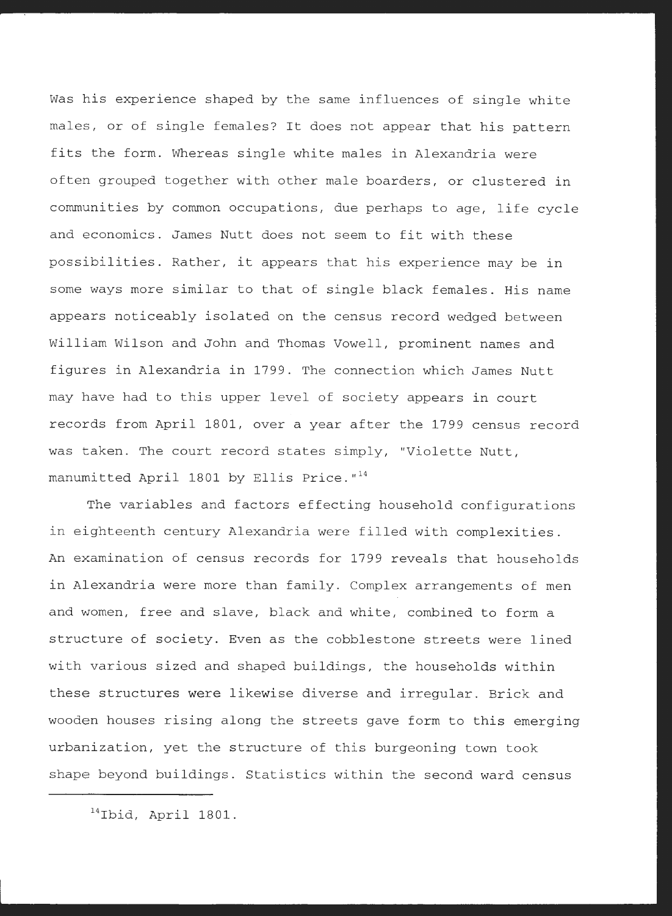Was his experience shaped by the same influences of single white males, or of single females? It does not appear that his pattern fits the form. Whereas single white males in Alexandria were often grouped together with other male boarders, or clustered in communities by common occupations, due perhaps to age, life cycle and economics. James Nutt does not seem to fit with these possibilities. Rather, it appears that his experience may be in some ways more similar to that of single black females. His name appears noticeably isolated on the census record wedged between William Wilson and John and Thomas Vowell, prominent names and figures in Alexandria in 1799. The connection which James Nutt may have had to this upper level of society appears in court records from April 1801, over a year after the 1799 census record was taken. The court record states simply, "Violette Nutt, manumitted April 1801 by Ellis Price."[14]

The variables and factors effecting household configurations in eighteenth century Alexandria were filled with complexities. An examination of census records for 1799 reveals that households in Alexandria were more than family. Complex arrangements of men and women, free and slave, black and white, combined to form a structure of society. Even as the cobblestone streets were lined with various sized and shaped buildings, the households within these structures were likewise diverse and irregular. Brick and wooden houses rising along the streets gave form to this emerging urbanization, yet the structure of this burgeoning town took shape beyond buildings. Statistics within the second ward census

---

[14]Ibid, April 1801.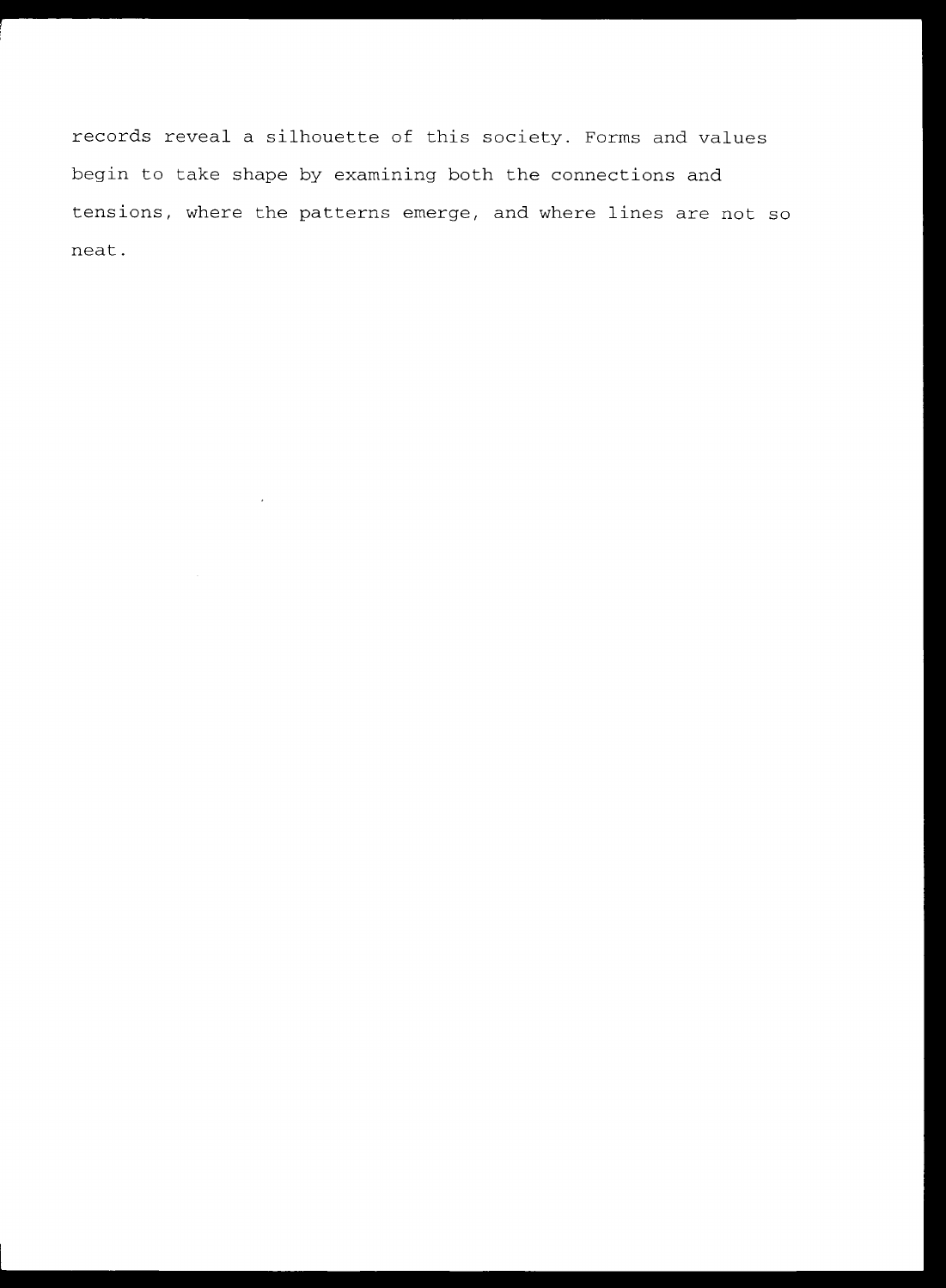records reveal a silhouette of this society. Forms and values begin to take shape by examining both the connections and tensions, where the patterns emerge, and where lines are not so neat.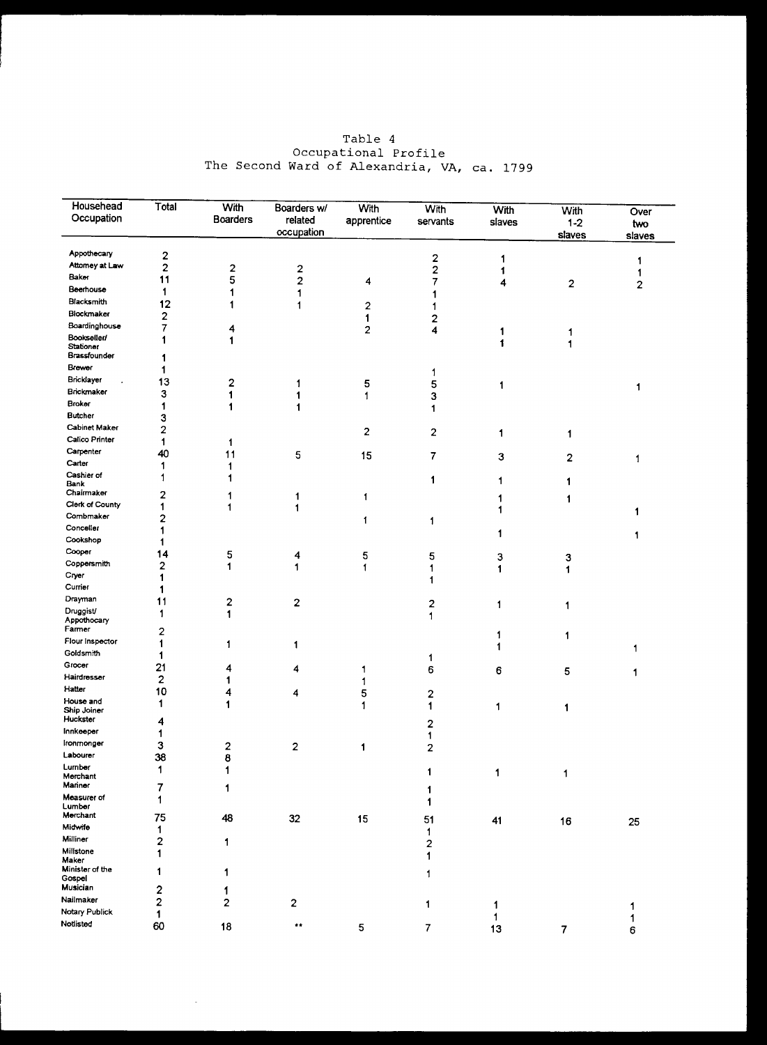Table 4
Occupational Profile
The Second Ward of Alexandria, VA, ca. 1799

| Househead Occupation | Total | With Boarders | Boarders w/ related occupation | With apprentice | With servants | With slaves | With 1-2 slaves | Over two slaves |
|---|---|---|---|---|---|---|---|---|
| Appothecary | 2 | | | | 2 | 1 | | 1 |
| Attorney at Law | 2 | 2 | 2 | | 2 | 1 | | 1 |
| Baker | 11 | 5 | 2 | 4 | 7 | 4 | 2 | 2 |
| Beerhouse | 1 | 1 | 1 | | 1 | | | |
| Blacksmith | 12 | 1 | 1 | 2 | 1 | | | |
| Blockmaker | 2 | | | 1 | 2 | | | |
| Boardinghouse | 7 | 4 | | 2 | 4 | 1 | 1 | |
| Bookseller/ Stationer | 1 | 1 | | | | 1 | 1 | |
| Brassfounder | 1 | | | | | | | |
| Brewer | 1 | | | | 1 | | | |
| Bricklayer | 13 | 2 | 1 | 5 | 5 | 1 | | 1 |
| Brickmaker | 3 | 1 | 1 | 1 | 3 | | | |
| Broker | 1 | 1 | 1 | | 1 | | | |
| Butcher | 3 | | | | | | | |
| Cabinet Maker | 2 | | | 2 | 2 | 1 | 1 | |
| Calico Printer | 1 | 1 | | | | | | |
| Carpenter | 40 | 11 | 5 | 15 | 7 | 3 | 2 | 1 |
| Carter | 1 | 1 | | | | | | |
| Cashier of Bank | 1 | 1 | | | 1 | 1 | 1 | |
| Chairmaker | 2 | 1 | 1 | 1 | | 1 | 1 | |
| Clerk of County | 1 | 1 | 1 | | | 1 | | 1 |
| Combmaker | 2 | | | 1 | 1 | | | |
| Conceller | 1 | | | | | 1 | | 1 |
| Cookshop | 1 | | | | | | | |
| Cooper | 14 | 5 | 4 | 5 | 5 | 3 | 3 | |
| Coppersmith | 2 | 1 | 1 | 1 | 1 | 1 | 1 | |
| Cryer | 1 | | | | 1 | | | |
| Currier | 1 | | | | | | | |
| Drayman | 11 | 2 | 2 | | 2 | 1 | 1 | |
| Druggist/ Appothecary | 1 | 1 | | | 1 | | | |
| Farmer | 2 | | | | | 1 | 1 | |
| Flour Inspector | 1 | 1 | 1 | | | 1 | | 1 |
| Goldsmith | 1 | | | | 1 | | | |
| Grocer | 21 | 4 | 4 | 1 | 6 | 6 | 5 | 1 |
| Hairdresser | 2 | 1 | | 1 | | | | |
| Hatter | 10 | 4 | 4 | 5 | 2 | | | |
| House and Ship Joiner | 1 | 1 | | 1 | 1 | 1 | 1 | |
| Huckster | 4 | | | | 2 | | | |
| Innkeeper | 1 | | | | 1 | | | |
| Ironmonger | 3 | 2 | 2 | 1 | 2 | | | |
| Labourer | 38 | 8 | | | | | | |
| Lumber Merchant | 1 | 1 | | | 1 | 1 | 1 | |
| Mariner | 7 | 1 | | | 1 | | | |
| Measurer of Lumber | 1 | | | | 1 | | | |
| Merchant | 75 | 48 | 32 | 15 | 51 | 41 | 16 | 25 |
| Midwife | 1 | | | | 1 | | | |
| Milliner | 2 | 1 | | | 2 | | | |
| Millstone Maker | 1 | | | | 1 | | | |
| Minister of the Gospel | 1 | 1 | | | 1 | | | |
| Musician | 2 | 1 | | | | | | |
| Nailmaker | 2 | 2 | 2 | | 1 | 1 | | 1 |
| Notary Publick | 1 | | | | | 1 | | 1 |
| Notlisted | 60 | 18 | ** | 5 | 7 | 13 | 7 | 6 |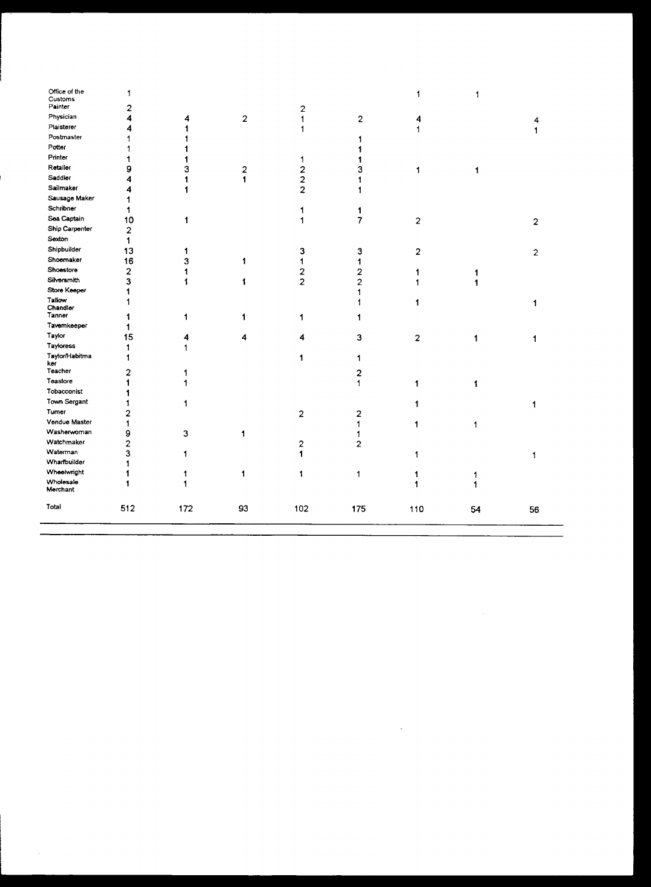| | | | | | | | | |
|---|---|---|---|---|---|---|---|---|
| Office of the Customs | 1 | | | | | 1 | 1 | |
| Painter | 2 | | | 2 | | | | |
| Physician | 4 | 4 | 2 | 1 | 2 | 4 | | 4 |
| Plaisterer | 4 | 1 | | 1 | | 1 | | 1 |
| Postmaster | 1 | 1 | | | 1 | | | |
| Potter | 1 | 1 | | | 1 | | | |
| Printer | 1 | 1 | | 1 | 1 | | | |
| Retailer | 9 | 3 | 2 | 2 | 3 | 1 | 1 | |
| Saddler | 4 | 1 | 1 | 2 | 1 | | | |
| Sailmaker | 4 | 1 | | 2 | 1 | | | |
| Sausage Maker | 1 | | | | | | | |
| Schribner | 1 | | | 1 | 1 | | | |
| Sea Captain | 10 | 1 | | 1 | 7 | 2 | | 2 |
| Ship Carpenter | 2 | | | | | | | |
| Sexton | 1 | | | | | | | |
| Shipbuilder | 13 | 1 | | 3 | 3 | 2 | | 2 |
| Shoemaker | 16 | 3 | 1 | 1 | 1 | | | |
| Shoestore | 2 | 1 | | 2 | 2 | 1 | 1 | |
| Silversmith | 3 | 1 | 1 | 2 | 2 | 1 | 1 | |
| Store Keeper | 1 | | | | 1 | | | |
| Tallow Chandler | 1 | | | | 1 | 1 | | 1 |
| Tanner | 1 | 1 | 1 | 1 | 1 | | | |
| Tavernkeeper | 1 | | | | | | | |
| Taylor | 15 | 4 | 4 | 4 | 3 | 2 | 1 | 1 |
| Tayloress | 1 | 1 | | | | | | |
| Taylor/Habitmaker | 1 | | | 1 | 1 | | | |
| Teacher | 2 | 1 | | | 2 | | | |
| Teastore | 1 | 1 | | | 1 | 1 | 1 | |
| Tobacconist | 1 | | | | | | | |
| Town Sergant | 1 | 1 | | | | 1 | | 1 |
| Turner | 2 | | | 2 | 2 | | | |
| Vendue Master | 1 | | | | 1 | 1 | 1 | |
| Washerwoman | 9 | 3 | 1 | | 1 | | | |
| Watchmaker | 2 | | | 2 | 2 | | | |
| Waterman | 3 | 1 | | 1 | | 1 | | 1 |
| Wharfbuilder | 1 | | | | | | | |
| Wheelwright | 1 | 1 | 1 | 1 | 1 | 1 | 1 | |
| Wholesale Merchant | 1 | 1 | | | | 1 | 1 | |
| Total | 512 | 172 | 93 | 102 | 175 | 110 | 54 | 56 |